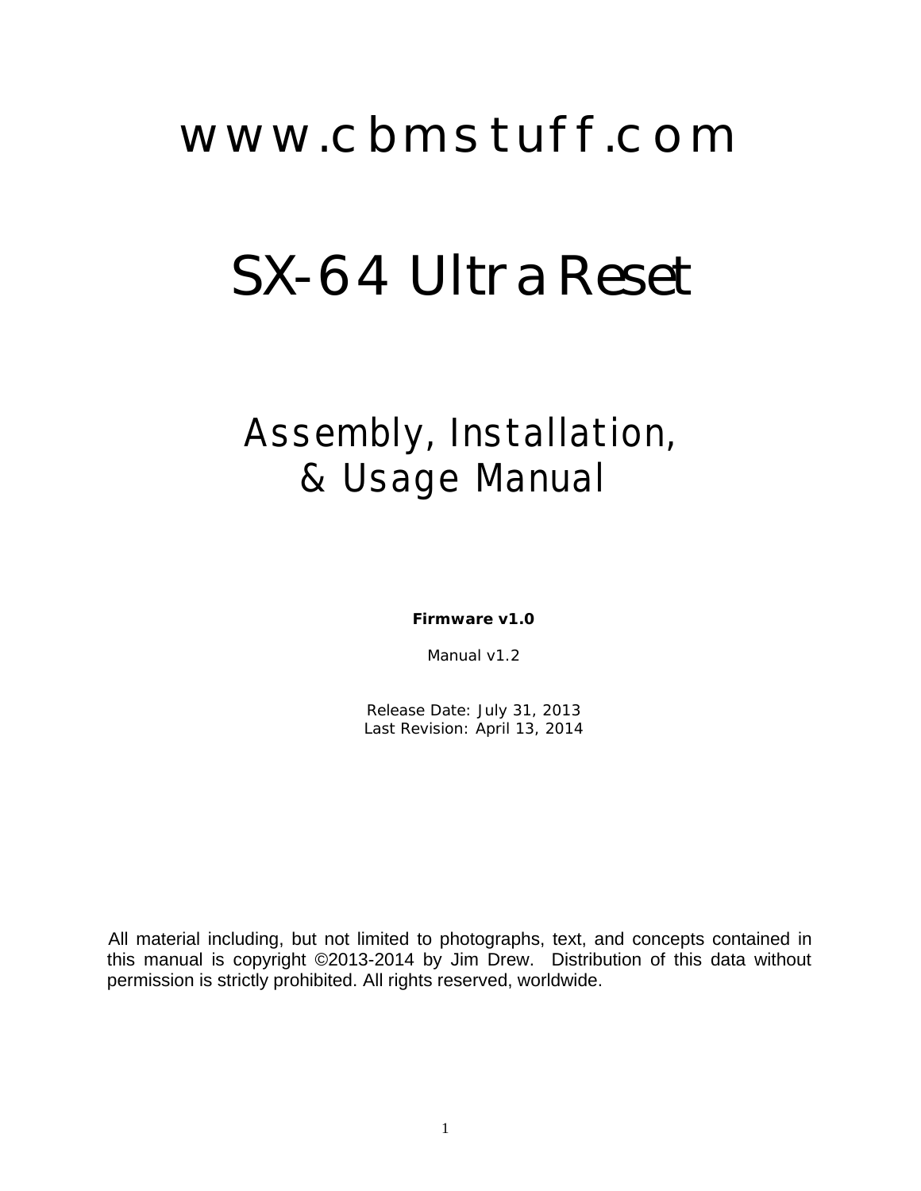# www.cbmstuff.com

# SX-64 Ultra Reset

## Assembly, Installation, & Usage Manual

**Firmware v1.0**

Manual v1.2

Release Date: July 31, 2013
Last Revision: April 13, 2014

All material including, but not limited to photographs, text, and concepts contained in this manual is copyright ©2013-2014 by Jim Drew. Distribution of this data without permission is strictly prohibited. All rights reserved, worldwide.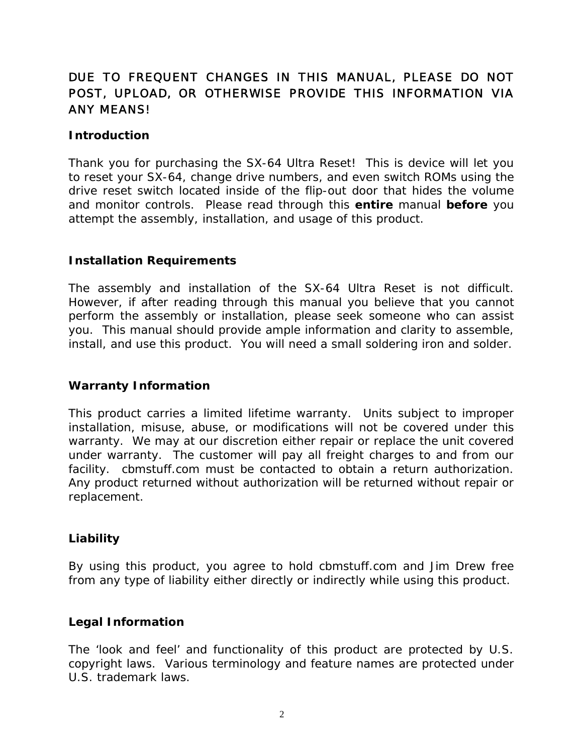DUE TO FREQUENT CHANGES IN THIS MANUAL, PLEASE DO NOT POST, UPLOAD, OR OTHERWISE PROVIDE THIS INFORMATION VIA ANY MEANS!

## Introduction

Thank you for purchasing the SX-64 Ultra Reset! This is device will let you to reset your SX-64, change drive numbers, and even switch ROMs using the drive reset switch located inside of the flip-out door that hides the volume and monitor controls. Please read through this **entire** manual **before** you attempt the assembly, installation, and usage of this product.

## Installation Requirements

The assembly and installation of the SX-64 Ultra Reset is not difficult. However, if after reading through this manual you believe that you cannot perform the assembly or installation, please seek someone who can assist you. This manual should provide ample information and clarity to assemble, install, and use this product. You will need a small soldering iron and solder.

## Warranty Information

This product carries a limited lifetime warranty. Units subject to improper installation, misuse, abuse, or modifications will not be covered under this warranty. We may at our discretion either repair or replace the unit covered under warranty. The customer will pay all freight charges to and from our facility. cbmstuff.com must be contacted to obtain a return authorization. Any product returned without authorization will be returned without repair or replacement.

## Liability

By using this product, you agree to hold cbmstuff.com and Jim Drew free from any type of liability either directly or indirectly while using this product.

## Legal Information

The 'look and feel' and functionality of this product are protected by U.S. copyright laws. Various terminology and feature names are protected under U.S. trademark laws.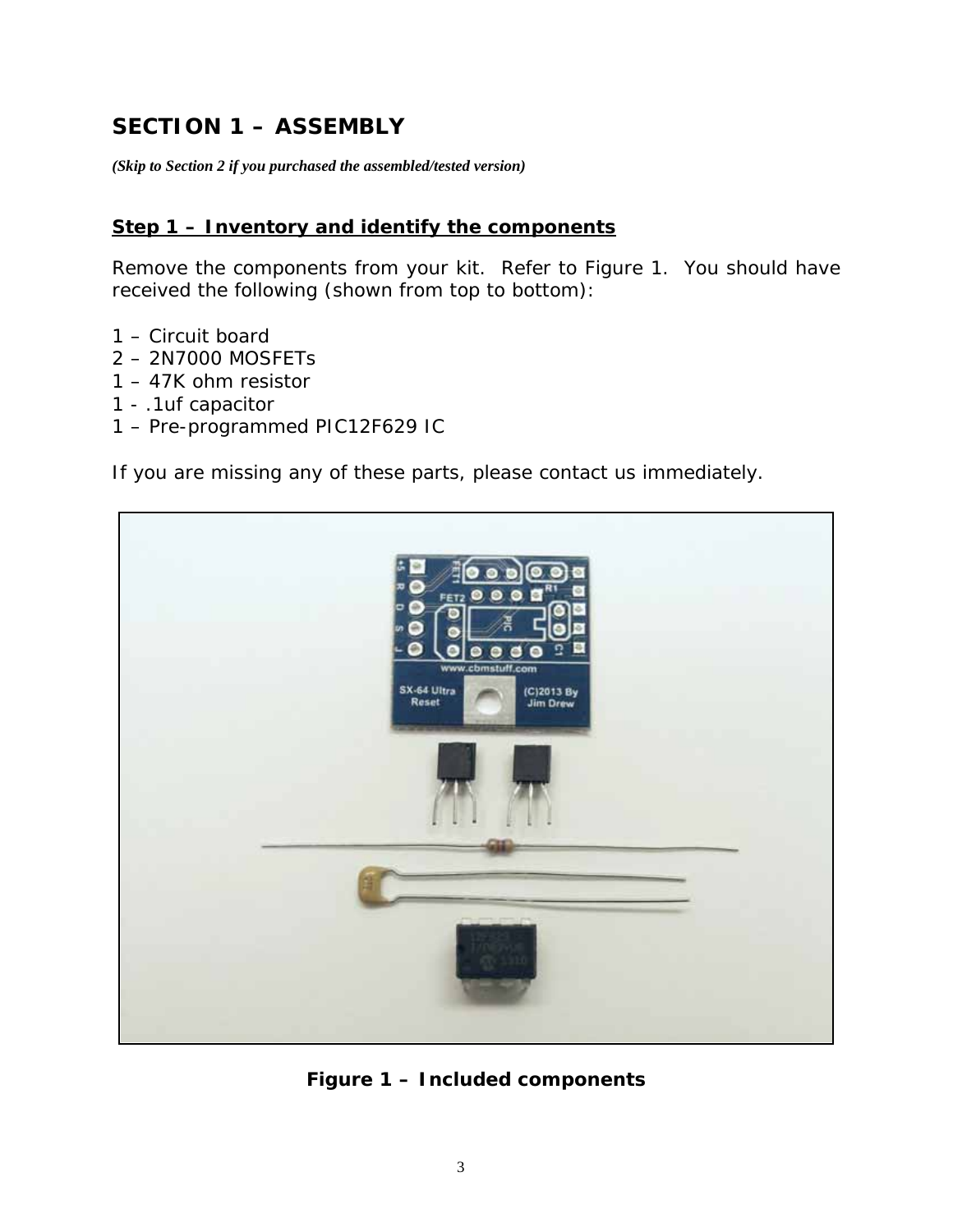# SECTION 1 – ASSEMBLY

*(Skip to Section 2 if you purchased the assembled/tested version)*

## Step 1 – Inventory and identify the components

Remove the components from your kit. Refer to Figure 1. You should have received the following (shown from top to bottom):

1 – Circuit board
2 – 2N7000 MOSFETs
1 – 47K ohm resistor
1 - .1uf capacitor
1 – Pre-programmed PIC12F629 IC

If you are missing any of these parts, please contact us immediately.

**Figure 1 – Included components**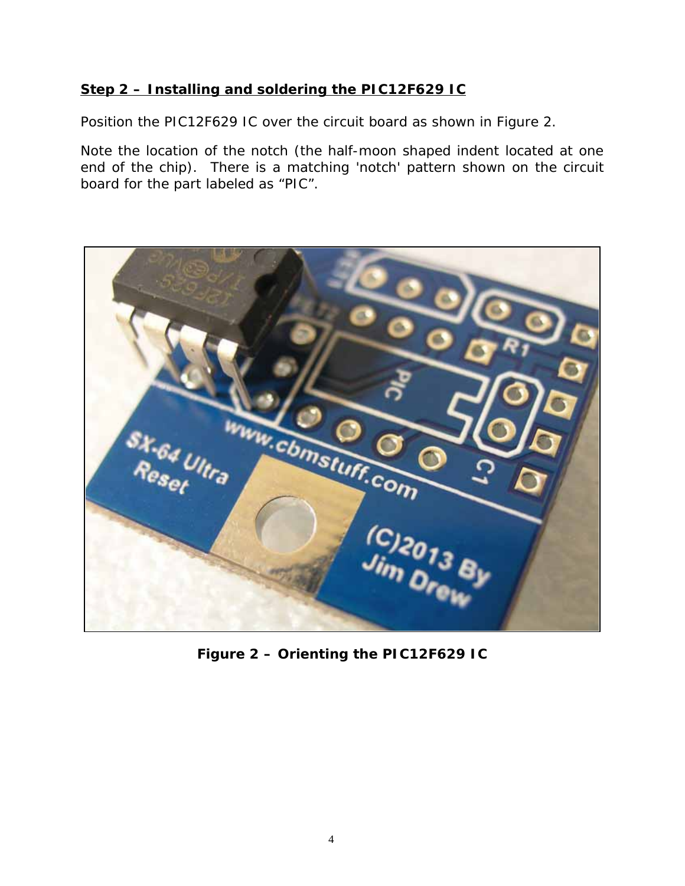**Step 2 – Installing and soldering the PIC12F629 IC**

Position the PIC12F629 IC over the circuit board as shown in Figure 2.

Note the location of the notch (the half-moon shaped indent located at one end of the chip). There is a matching 'notch' pattern shown on the circuit board for the part labeled as "PIC".

**Figure 2 – Orienting the PIC12F629 IC**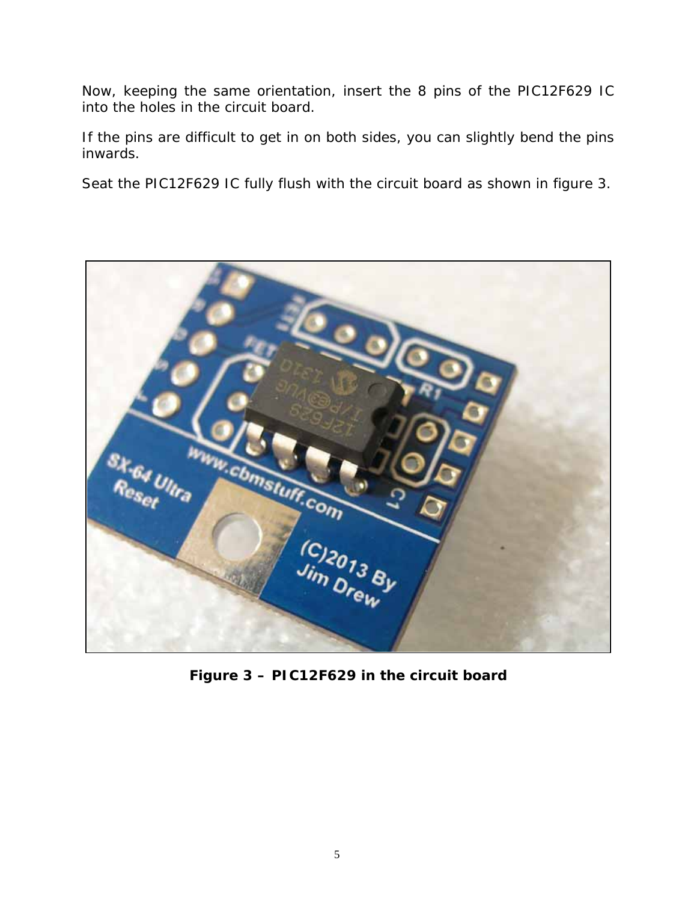Now, keeping the same orientation, insert the 8 pins of the PIC12F629 IC into the holes in the circuit board.

If the pins are difficult to get in on both sides, you can slightly bend the pins inwards.

Seat the PIC12F629 IC fully flush with the circuit board as shown in figure 3.

**Figure 3 – PIC12F629 in the circuit board**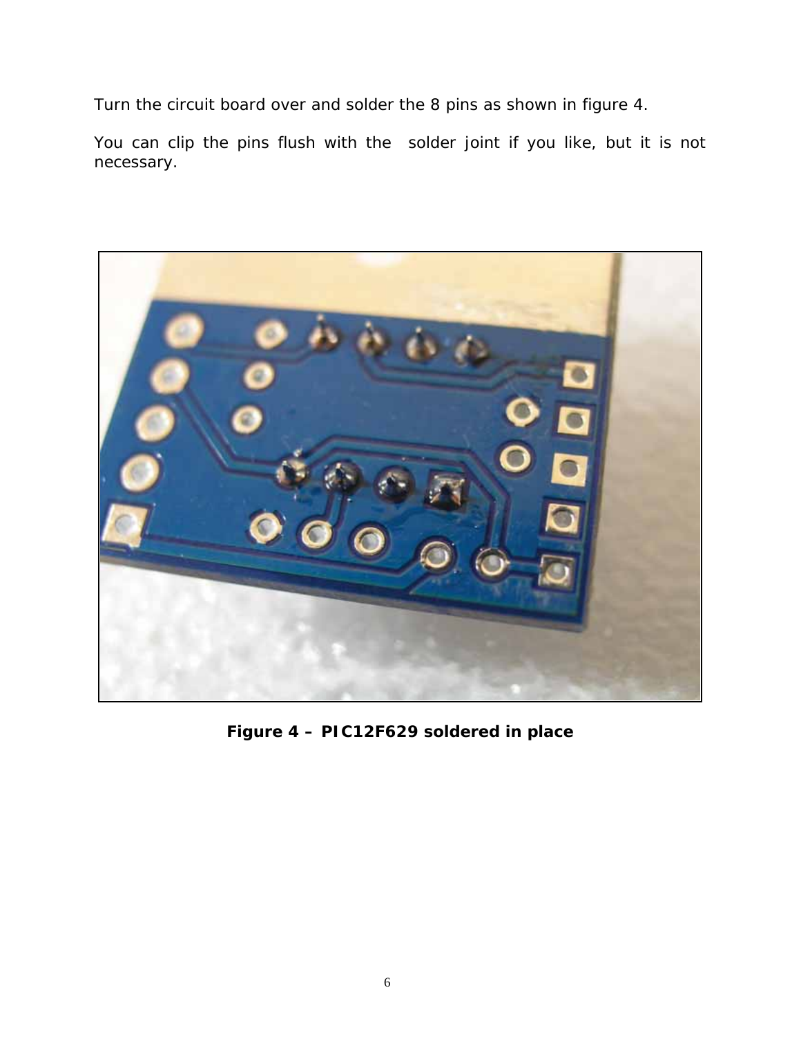Turn the circuit board over and solder the 8 pins as shown in figure 4.

You can clip the pins flush with the solder joint if you like, but it is not necessary.

**Figure 4 – PIC12F629 soldered in place**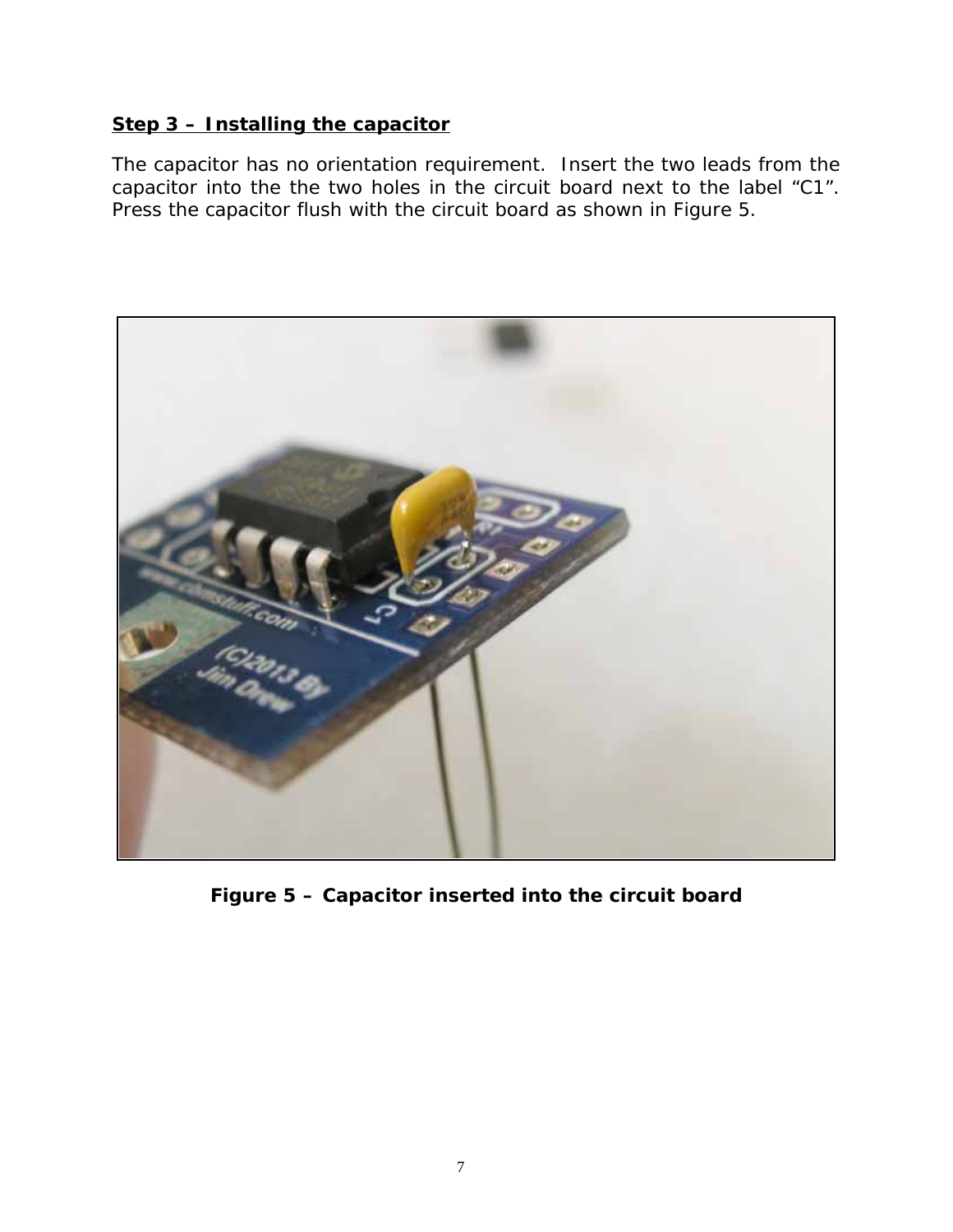**Step 3 – Installing the capacitor**

The capacitor has no orientation requirement. Insert the two leads from the capacitor into the the two holes in the circuit board next to the label "C1". Press the capacitor flush with the circuit board as shown in Figure 5.

**Figure 5 – Capacitor inserted into the circuit board**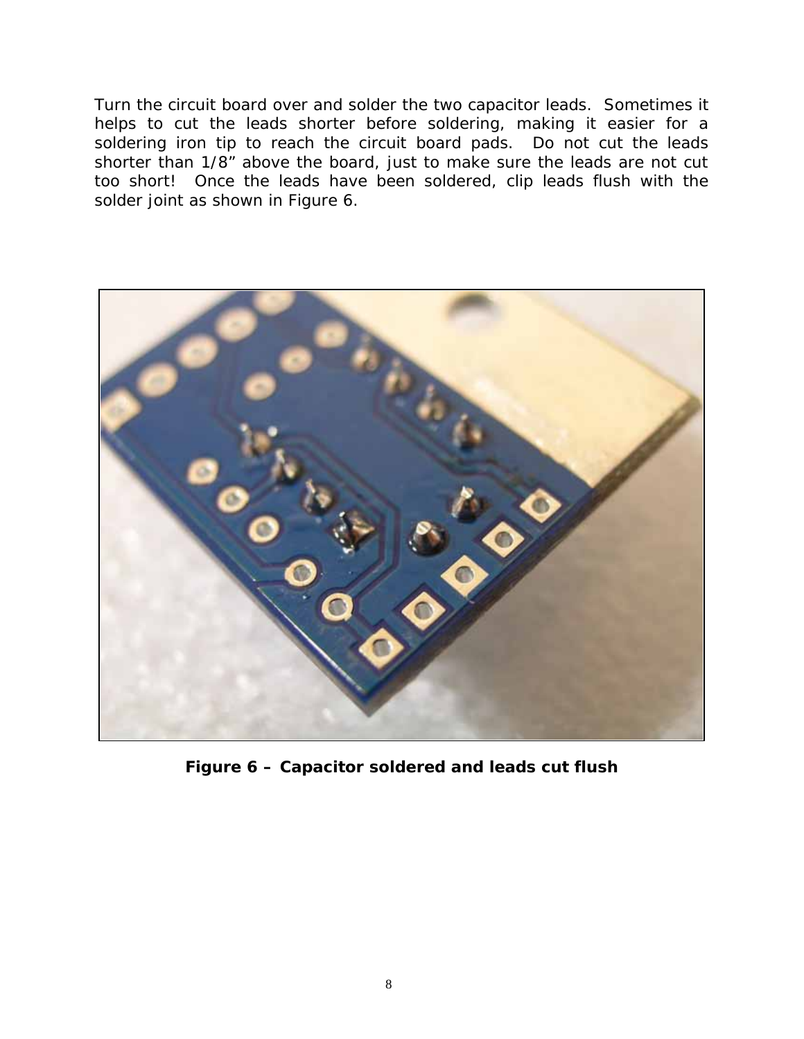Turn the circuit board over and solder the two capacitor leads. Sometimes it helps to cut the leads shorter before soldering, making it easier for a soldering iron tip to reach the circuit board pads. Do not cut the leads shorter than 1/8" above the board, just to make sure the leads are not cut too short! Once the leads have been soldered, clip leads flush with the solder joint as shown in Figure 6.

**Figure 6 – Capacitor soldered and leads cut flush**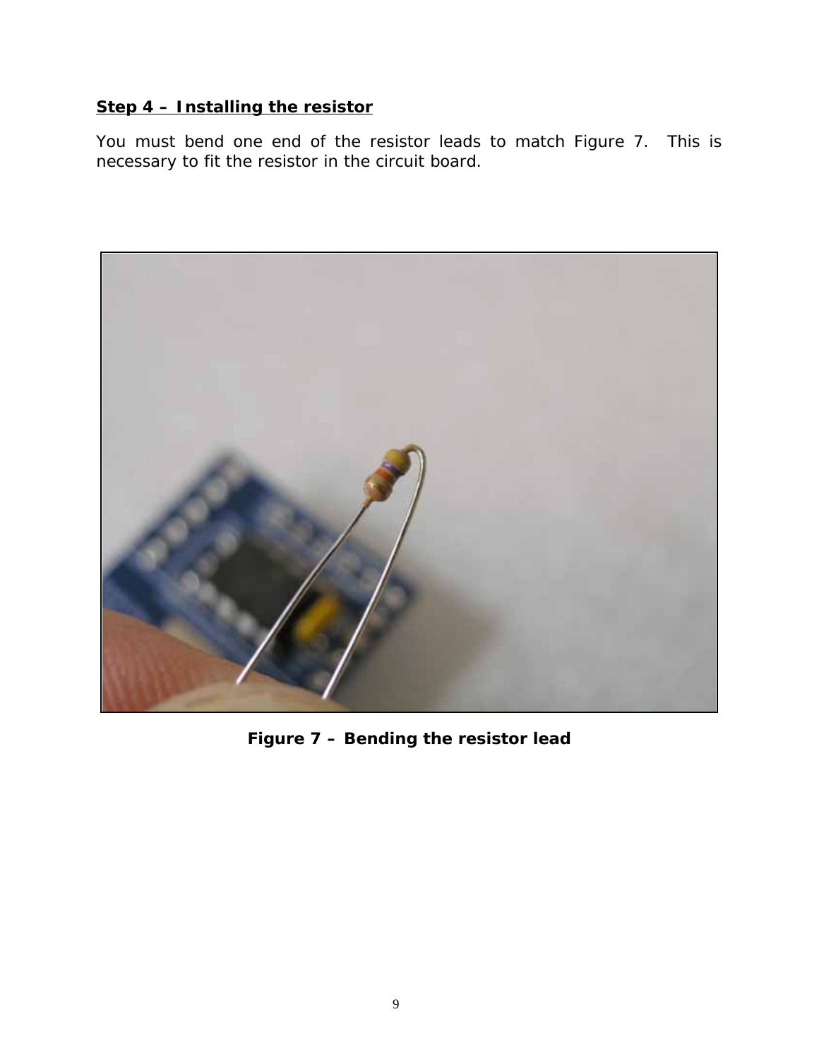**Step 4 – Installing the resistor**

You must bend one end of the resistor leads to match Figure 7. This is necessary to fit the resistor in the circuit board.

**Figure 7 – Bending the resistor lead**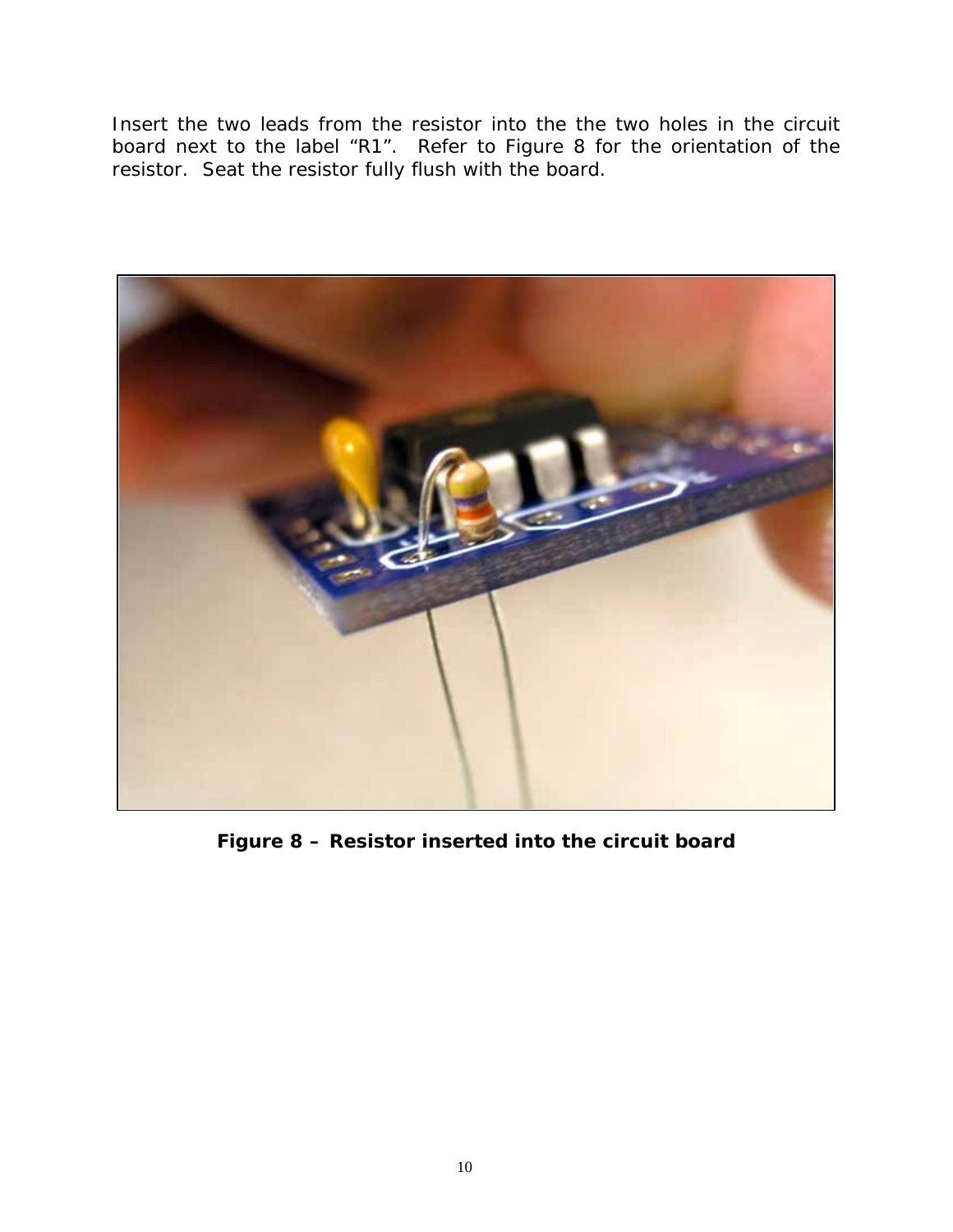Insert the two leads from the resistor into the the two holes in the circuit board next to the label “R1”.  Refer to Figure 8 for the orientation of the resistor.  Seat the resistor fully flush with the board.

**Figure 8 – Resistor inserted into the circuit board**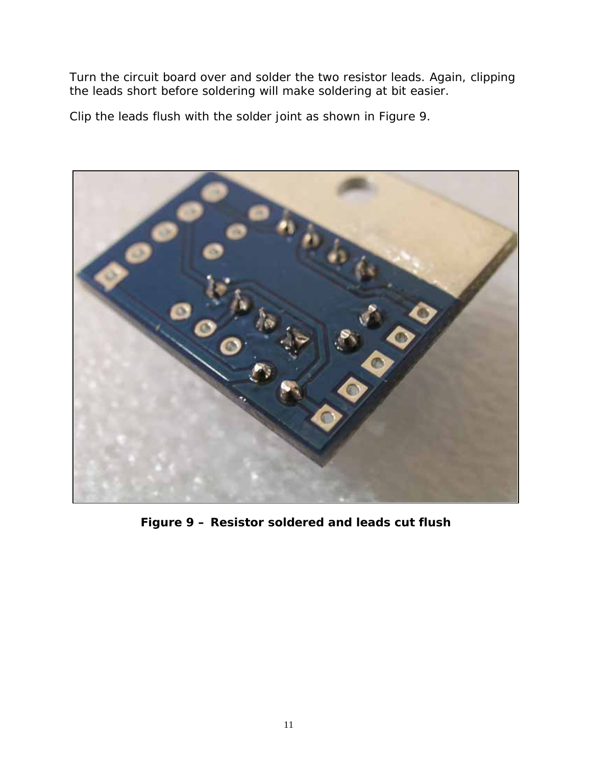Turn the circuit board over and solder the two resistor leads. Again, clipping the leads short before soldering will make soldering at bit easier.

Clip the leads flush with the solder joint as shown in Figure 9.

**Figure 9 – Resistor soldered and leads cut flush**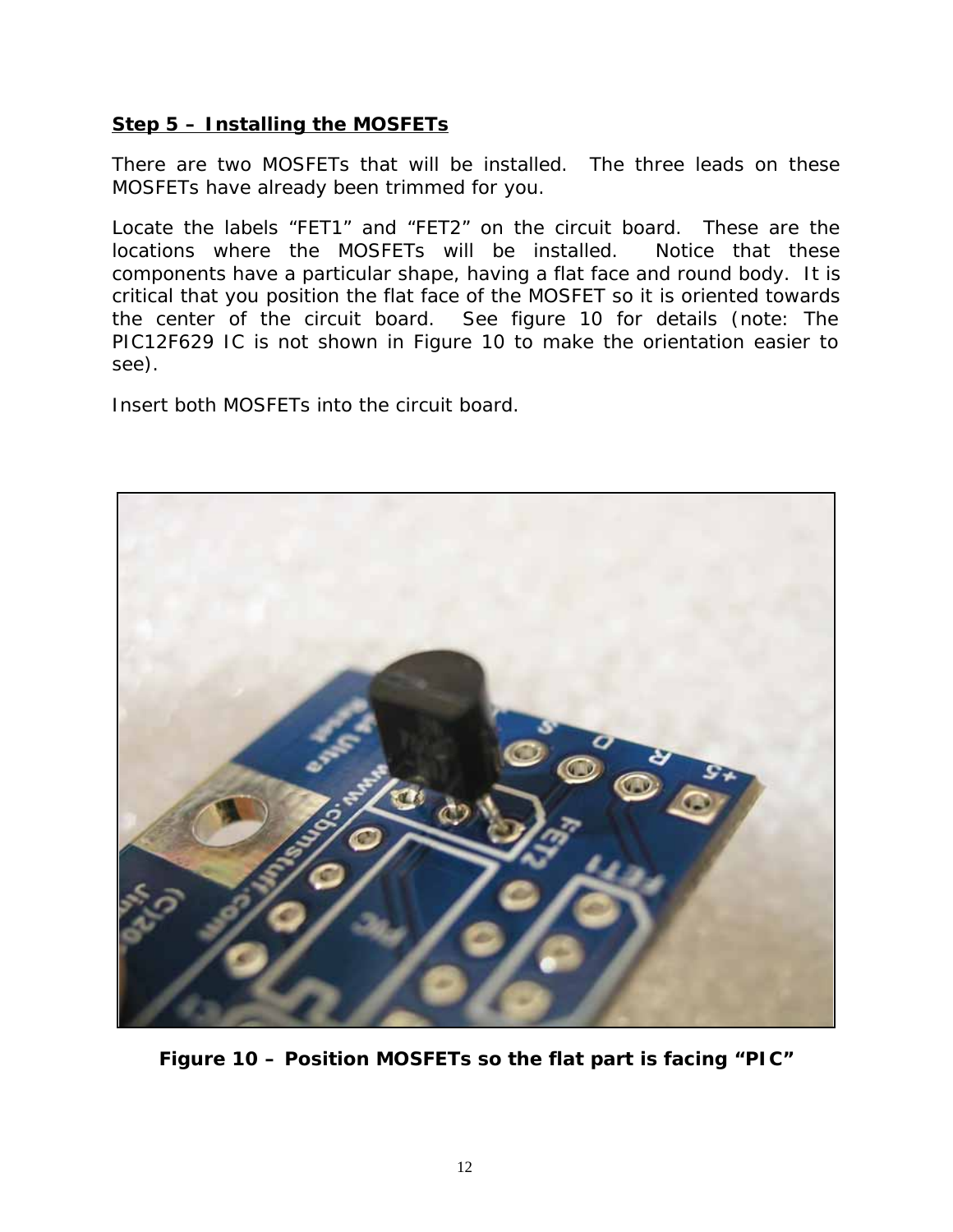**Step 5 – Installing the MOSFETs**

There are two MOSFETs that will be installed. The three leads on these MOSFETs have already been trimmed for you.

Locate the labels “FET1” and “FET2” on the circuit board. These are the locations where the MOSFETs will be installed. Notice that these components have a particular shape, having a flat face and round body. It is critical that you position the flat face of the MOSFET so it is oriented towards the center of the circuit board. See figure 10 for details (note: The PIC12F629 IC is not shown in Figure 10 to make the orientation easier to see).

Insert both MOSFETs into the circuit board.

**Figure 10 – Position MOSFETs so the flat part is facing “PIC”**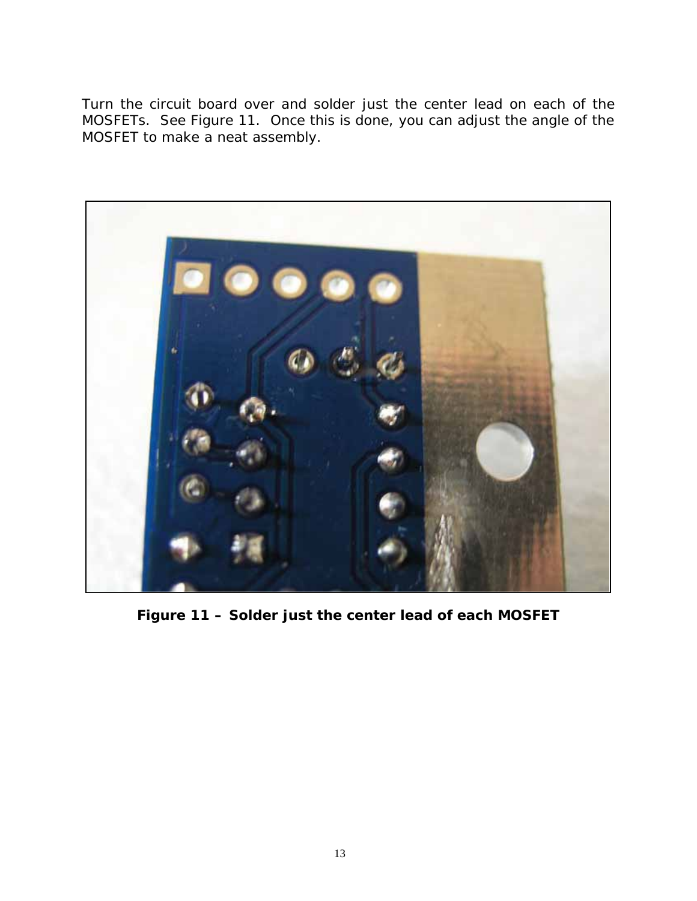Turn the circuit board over and solder just the center lead on each of the MOSFETs.  See Figure 11.  Once this is done, you can adjust the angle of the MOSFET to make a neat assembly.

**Figure 11 – Solder just the center lead of each MOSFET**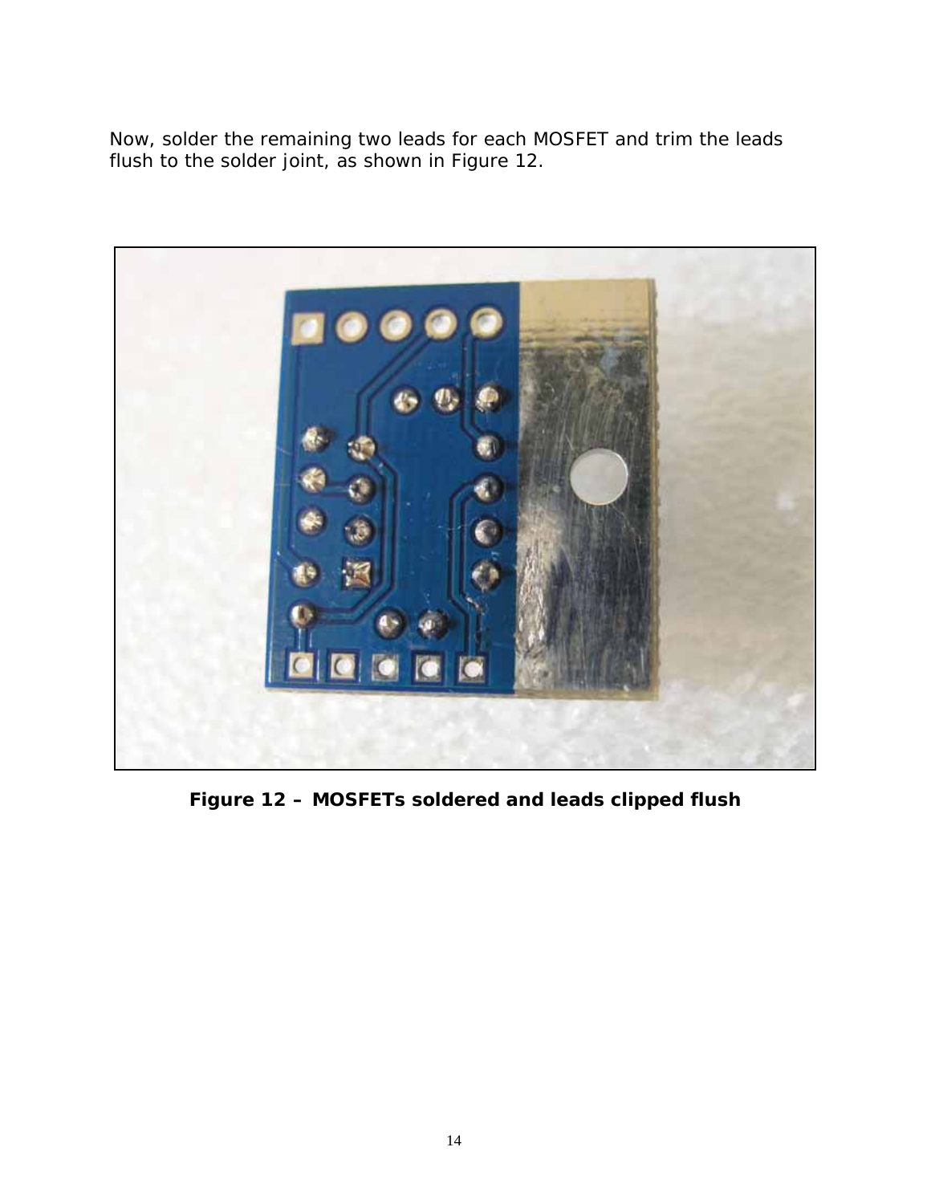Now, solder the remaining two leads for each MOSFET and trim the leads flush to the solder joint, as shown in Figure 12.

**Figure 12 – MOSFETs soldered and leads clipped flush**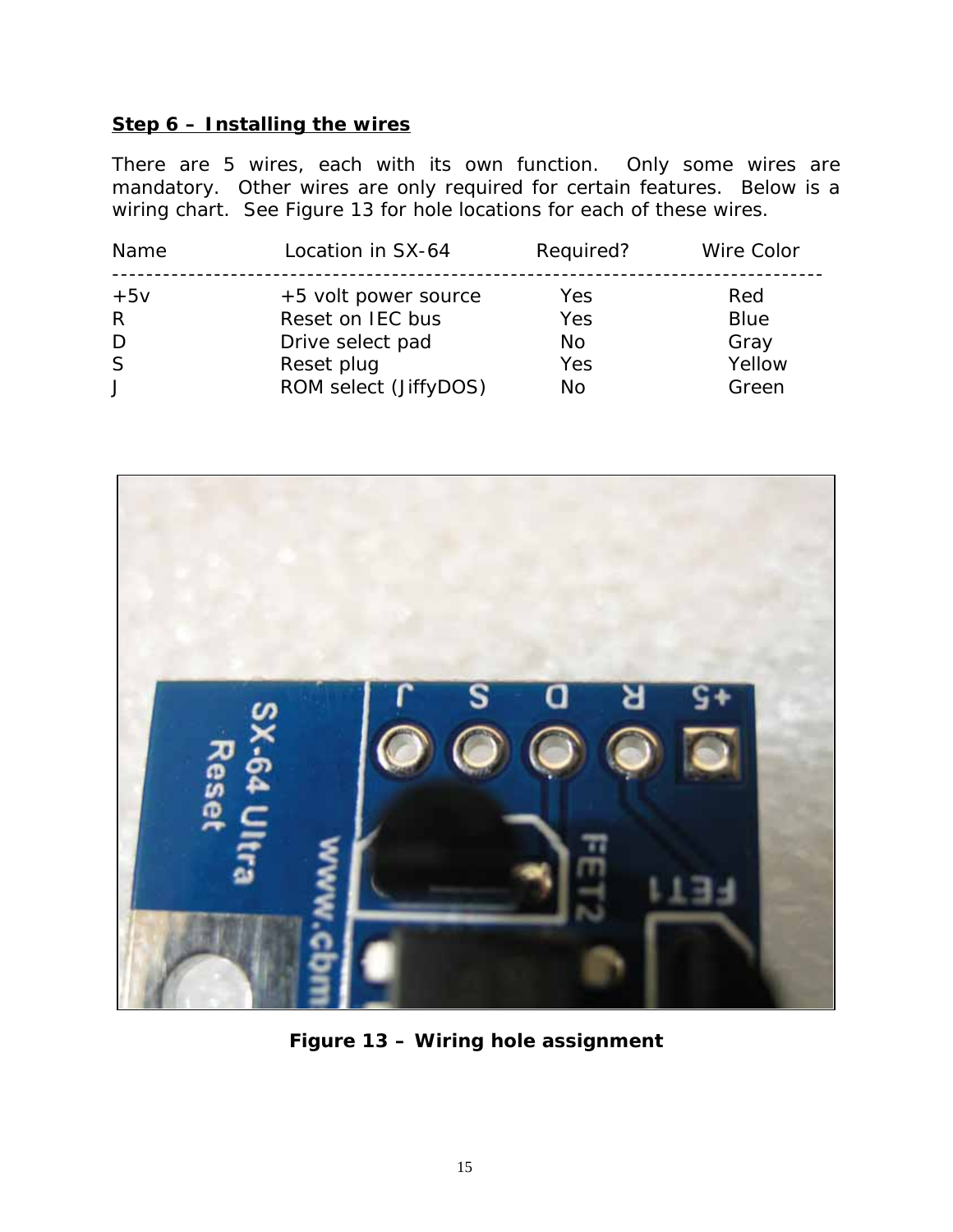**Step 6 – Installing the wires**

There are 5 wires, each with its own function. Only some wires are mandatory. Other wires are only required for certain features. Below is a wiring chart. See Figure 13 for hole locations for each of these wires.

| Name | Location in SX-64 | Required? | Wire Color |
| --- | --- | --- | --- |
| +5v | +5 volt power source | Yes | Red |
| R | Reset on IEC bus | Yes | Blue |
| D | Drive select pad | No | Gray |
| S | Reset plug | Yes | Yellow |
| J | ROM select (JiffyDOS) | No | Green |

**Figure 13 – Wiring hole assignment**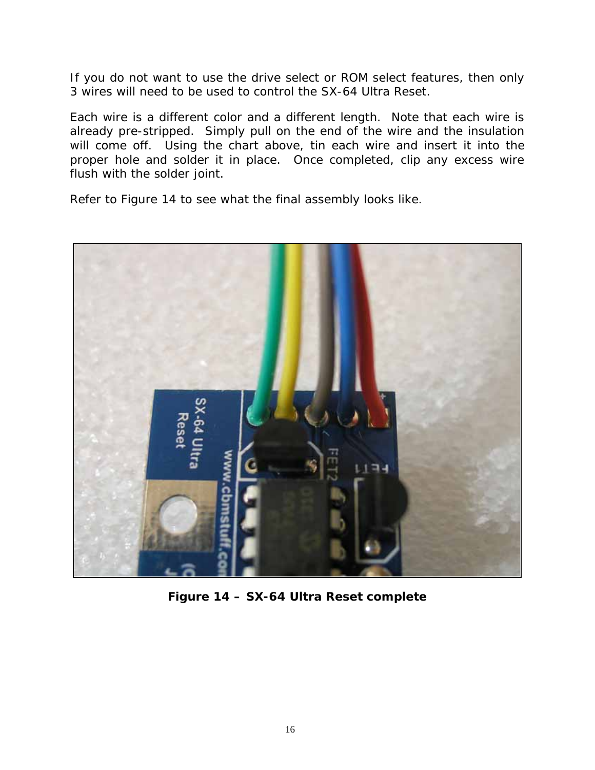If you do not want to use the drive select or ROM select features, then only 3 wires will need to be used to control the SX-64 Ultra Reset.

Each wire is a different color and a different length. Note that each wire is already pre-stripped. Simply pull on the end of the wire and the insulation will come off. Using the chart above, tin each wire and insert it into the proper hole and solder it in place. Once completed, clip any excess wire flush with the solder joint.

Refer to Figure 14 to see what the final assembly looks like.

**Figure 14 – SX-64 Ultra Reset complete**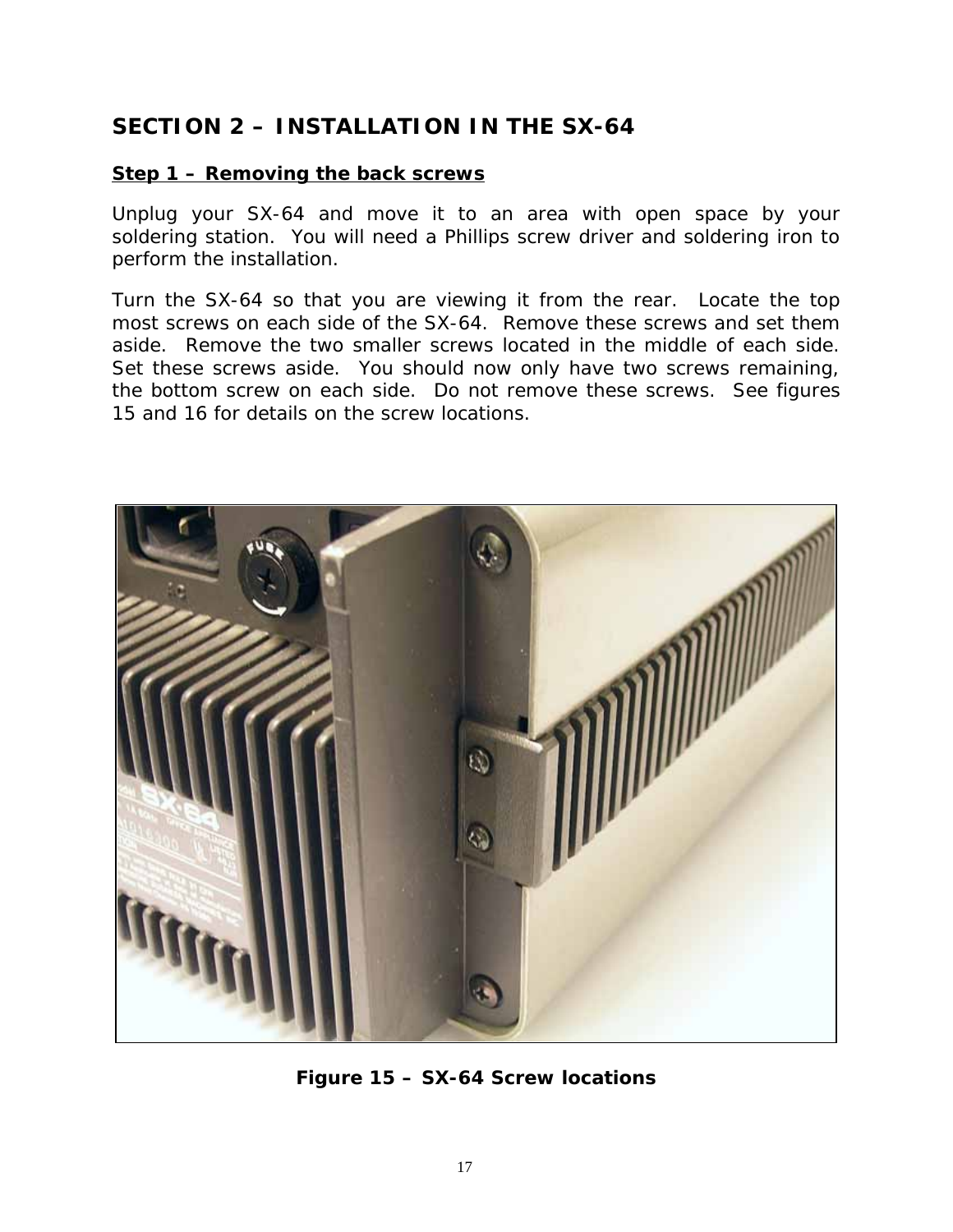# SECTION 2 – INSTALLATION IN THE SX-64

**Step 1 – Removing the back screws**

Unplug your SX-64 and move it to an area with open space by your soldering station. You will need a Phillips screw driver and soldering iron to perform the installation.

Turn the SX-64 so that you are viewing it from the rear. Locate the top most screws on each side of the SX-64. Remove these screws and set them aside. Remove the two smaller screws located in the middle of each side. Set these screws aside. You should now only have two screws remaining, the bottom screw on each side. Do not remove these screws. See figures 15 and 16 for details on the screw locations.

**Figure 15 – SX-64 Screw locations**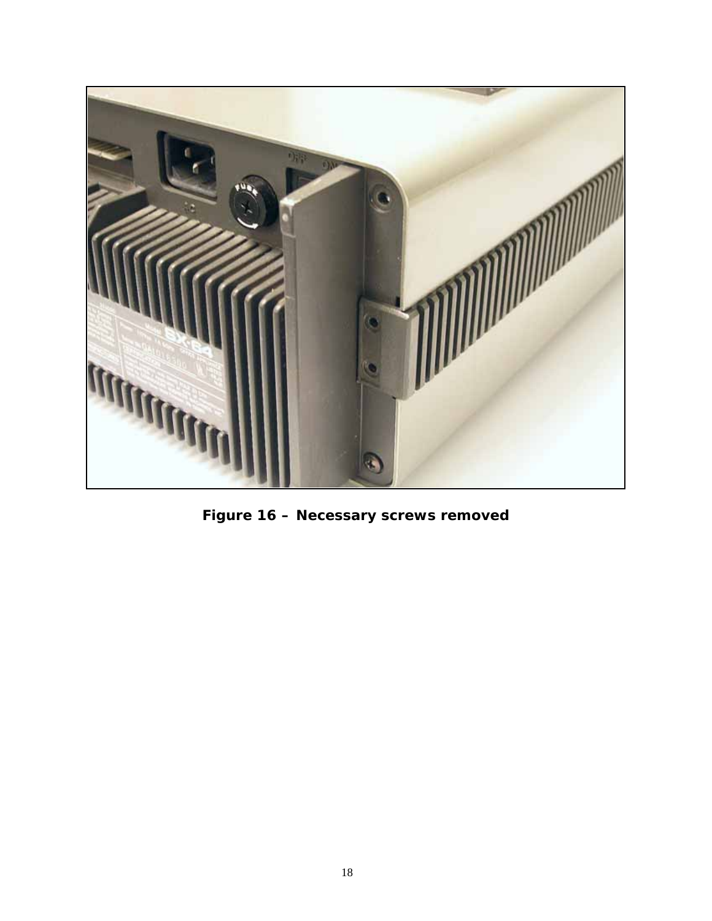**Figure 16 – Necessary screws removed**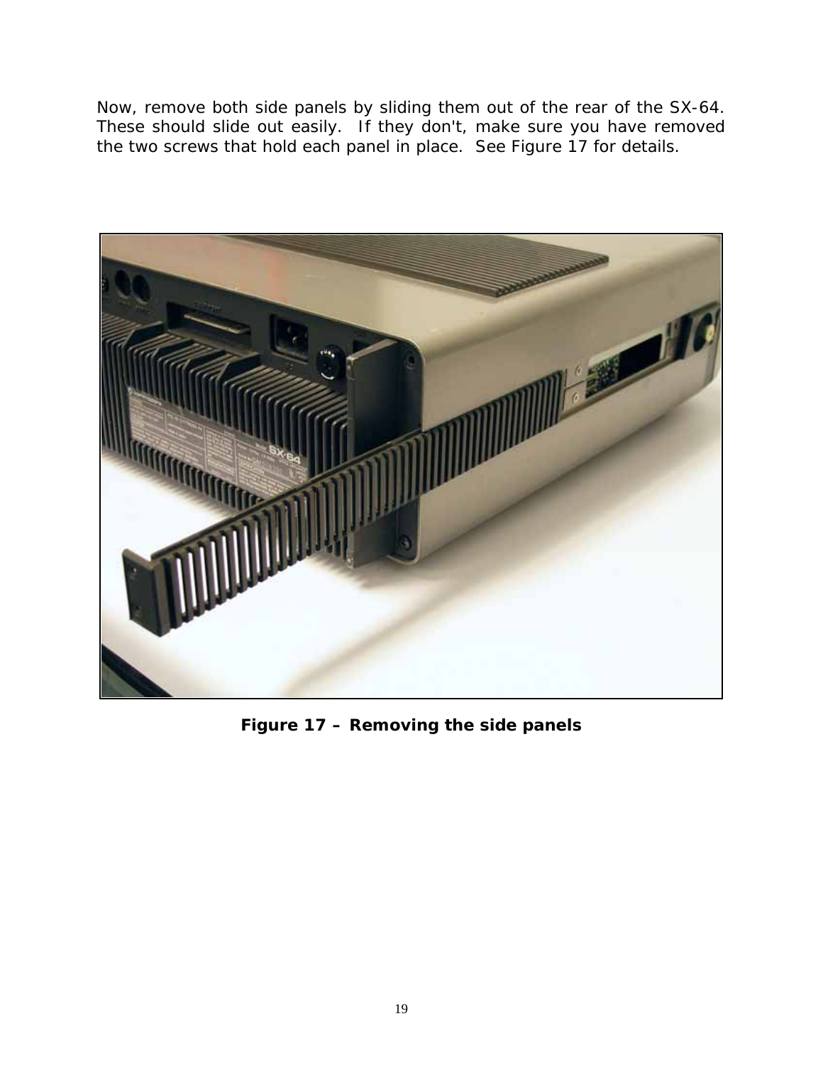Now, remove both side panels by sliding them out of the rear of the SX-64. These should slide out easily. If they don't, make sure you have removed the two screws that hold each panel in place. See Figure 17 for details.

**Figure 17 – Removing the side panels**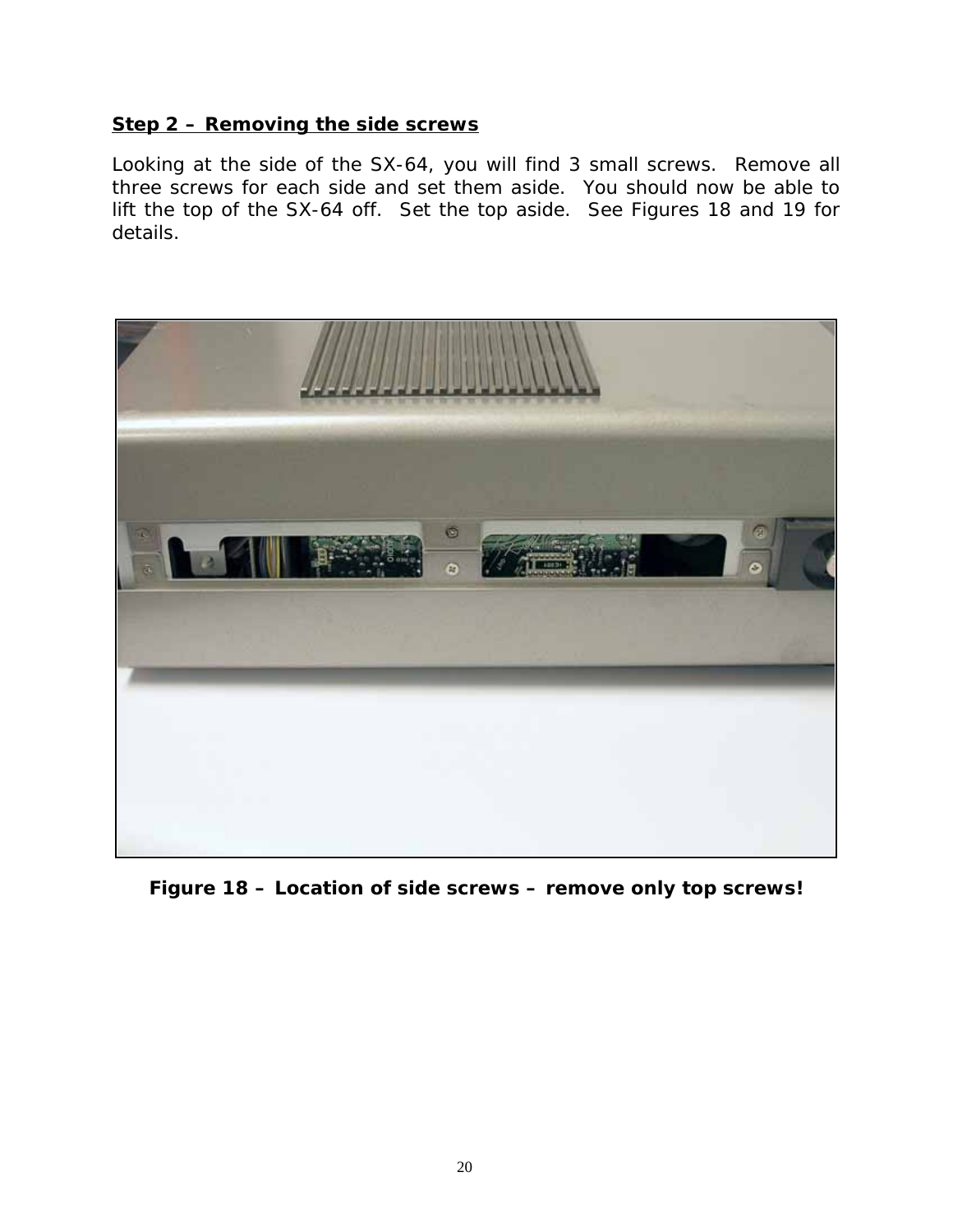**Step 2 – Removing the side screws**

Looking at the side of the SX-64, you will find 3 small screws. Remove all three screws for each side and set them aside. You should now be able to lift the top of the SX-64 off. Set the top aside. See Figures 18 and 19 for details.

**Figure 18 – Location of side screws – remove only top screws!**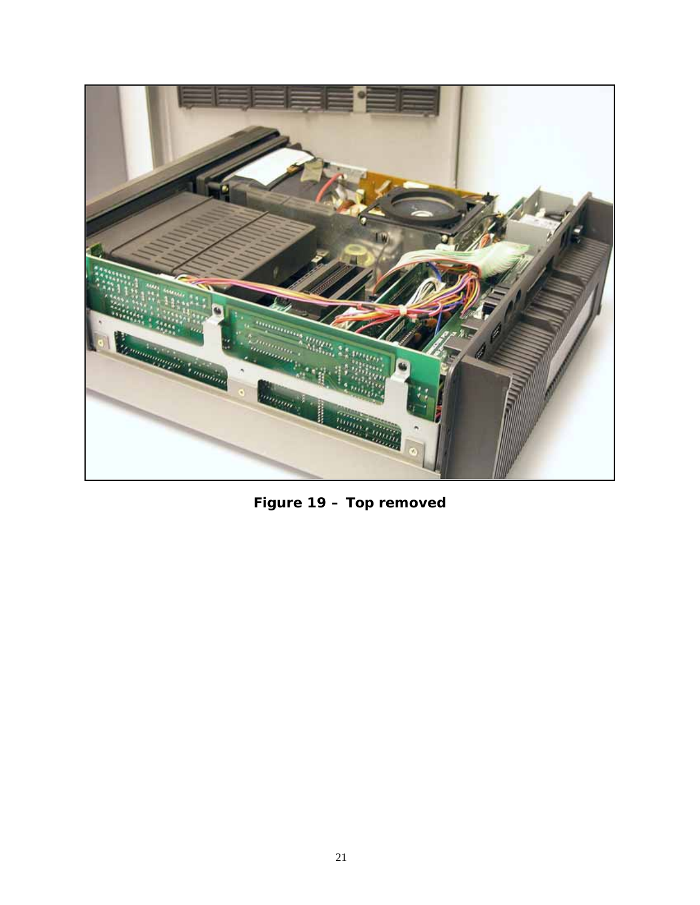**Figure 19 – Top removed**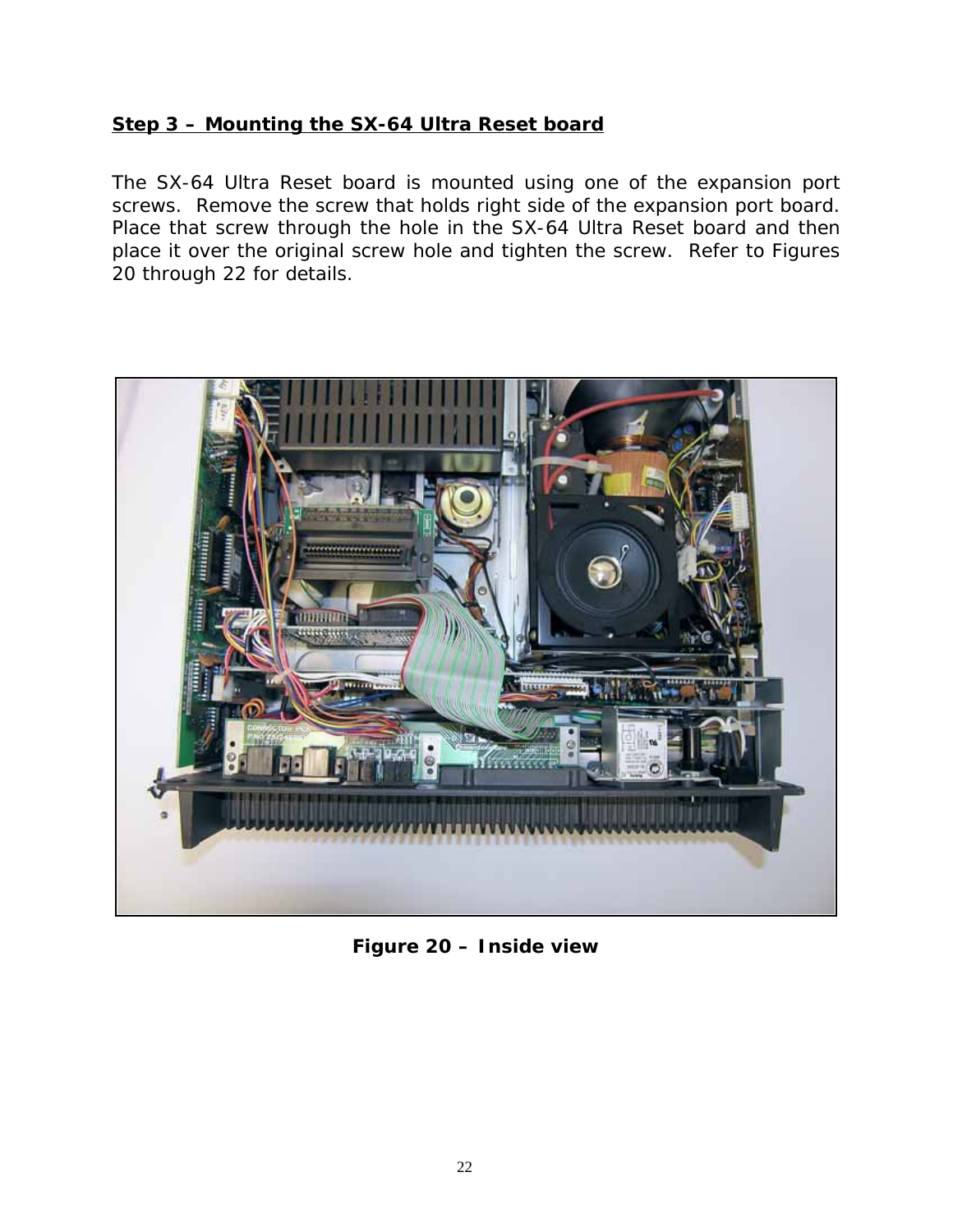**Step 3 – Mounting the SX-64 Ultra Reset board**

The SX-64 Ultra Reset board is mounted using one of the expansion port screws. Remove the screw that holds right side of the expansion port board. Place that screw through the hole in the SX-64 Ultra Reset board and then place it over the original screw hole and tighten the screw. Refer to Figures 20 through 22 for details.

**Figure 20 – Inside view**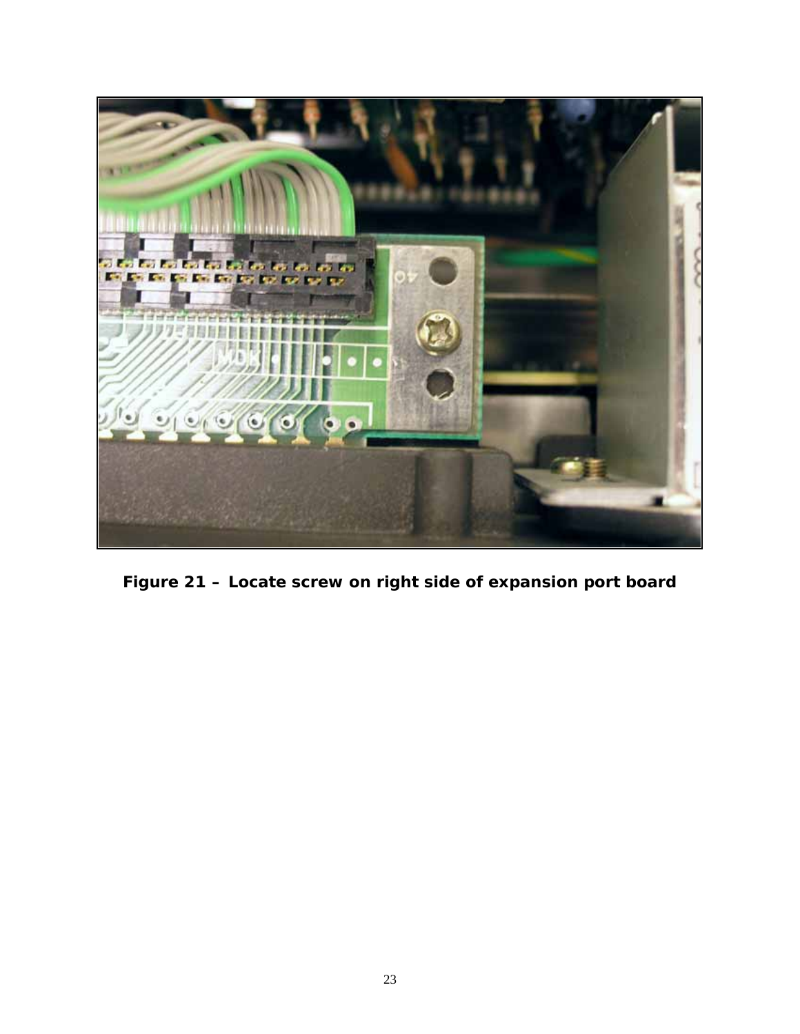**Figure 21 – Locate screw on right side of expansion port board**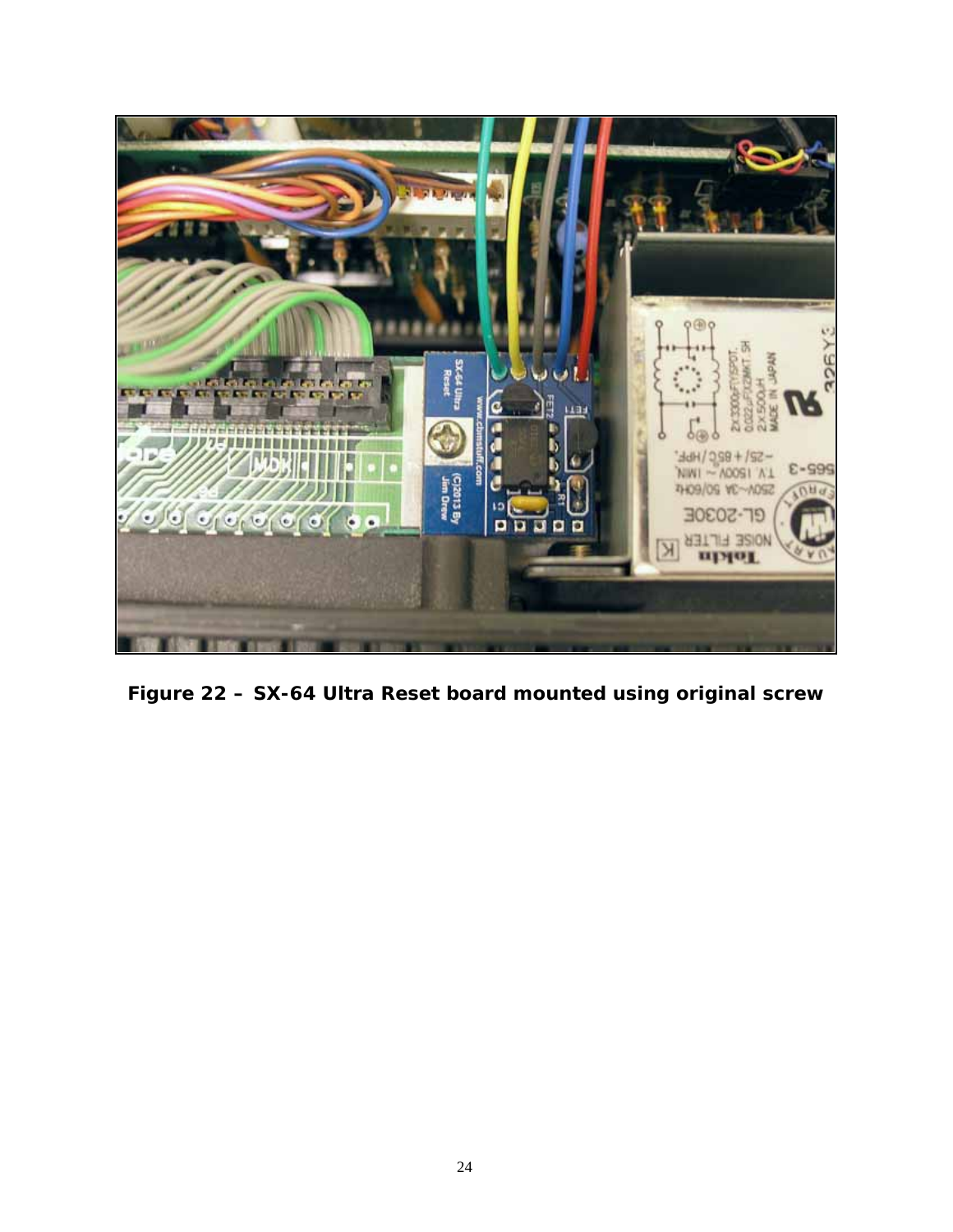**Figure 22 – SX-64 Ultra Reset board mounted using original screw**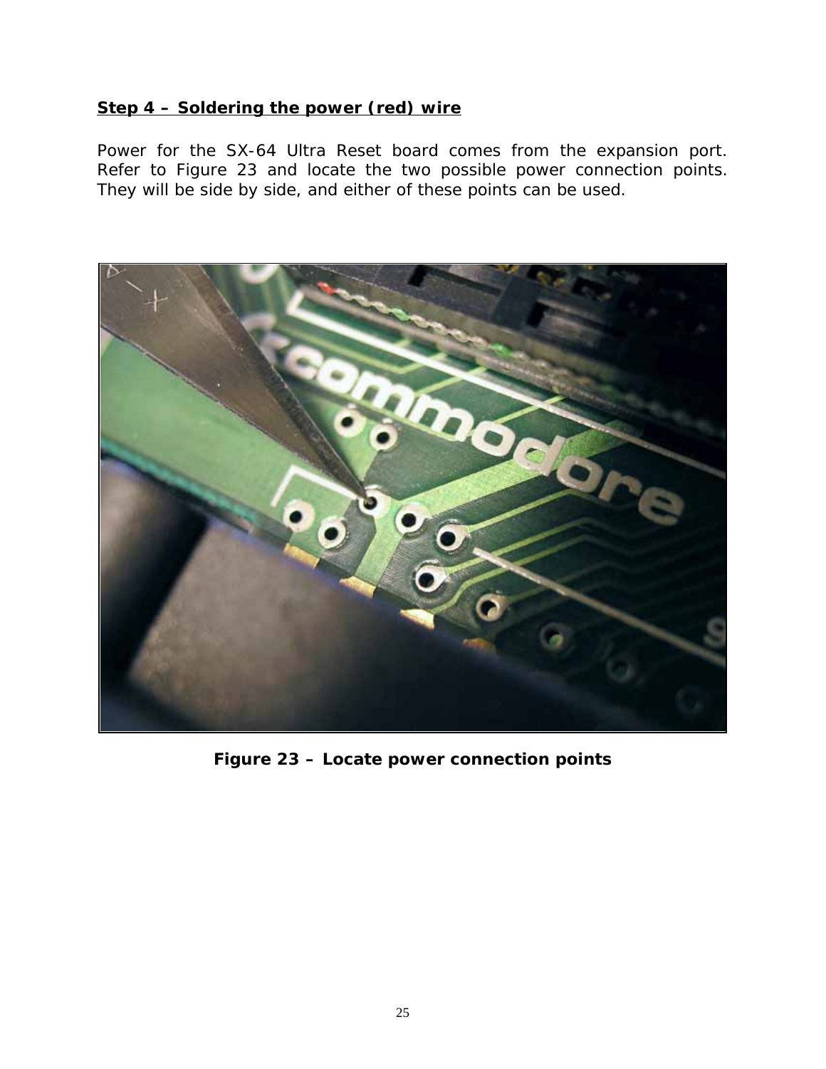**Step 4 – Soldering the power (red) wire**

Power for the SX-64 Ultra Reset board comes from the expansion port. Refer to Figure 23 and locate the two possible power connection points. They will be side by side, and either of these points can be used.

**Figure 23 – Locate power connection points**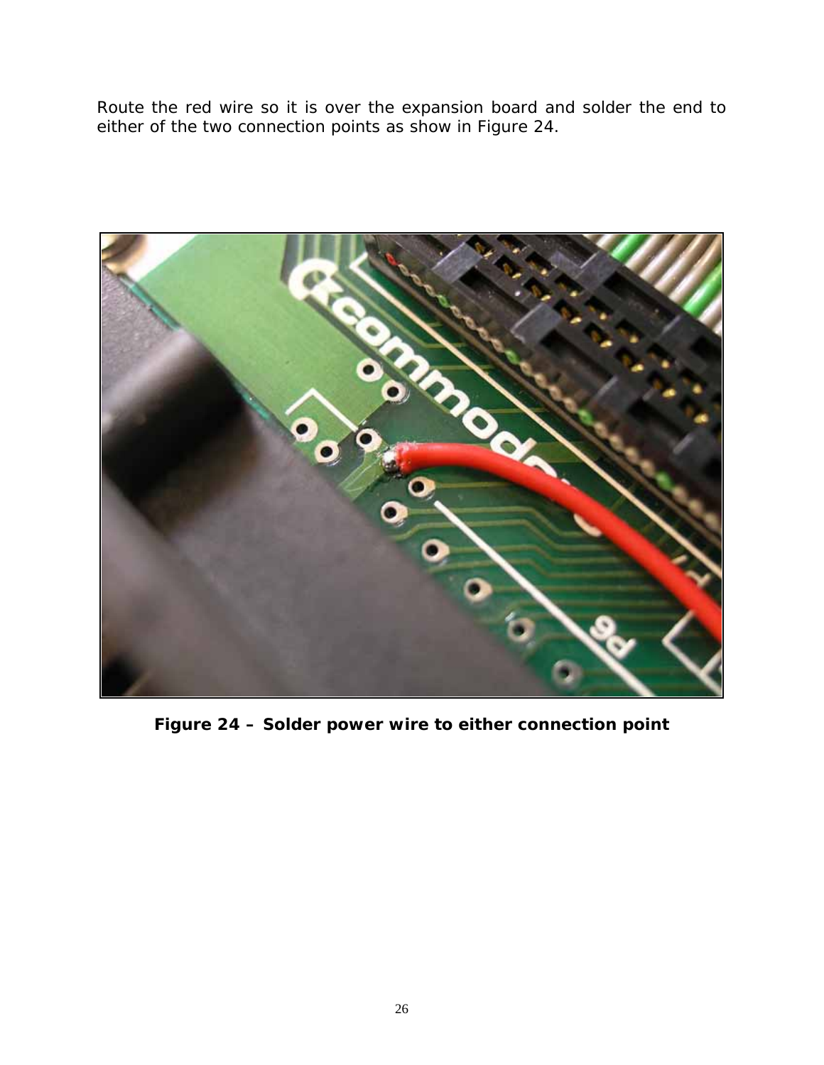Route the red wire so it is over the expansion board and solder the end to either of the two connection points as show in Figure 24.

**Figure 24 – Solder power wire to either connection point**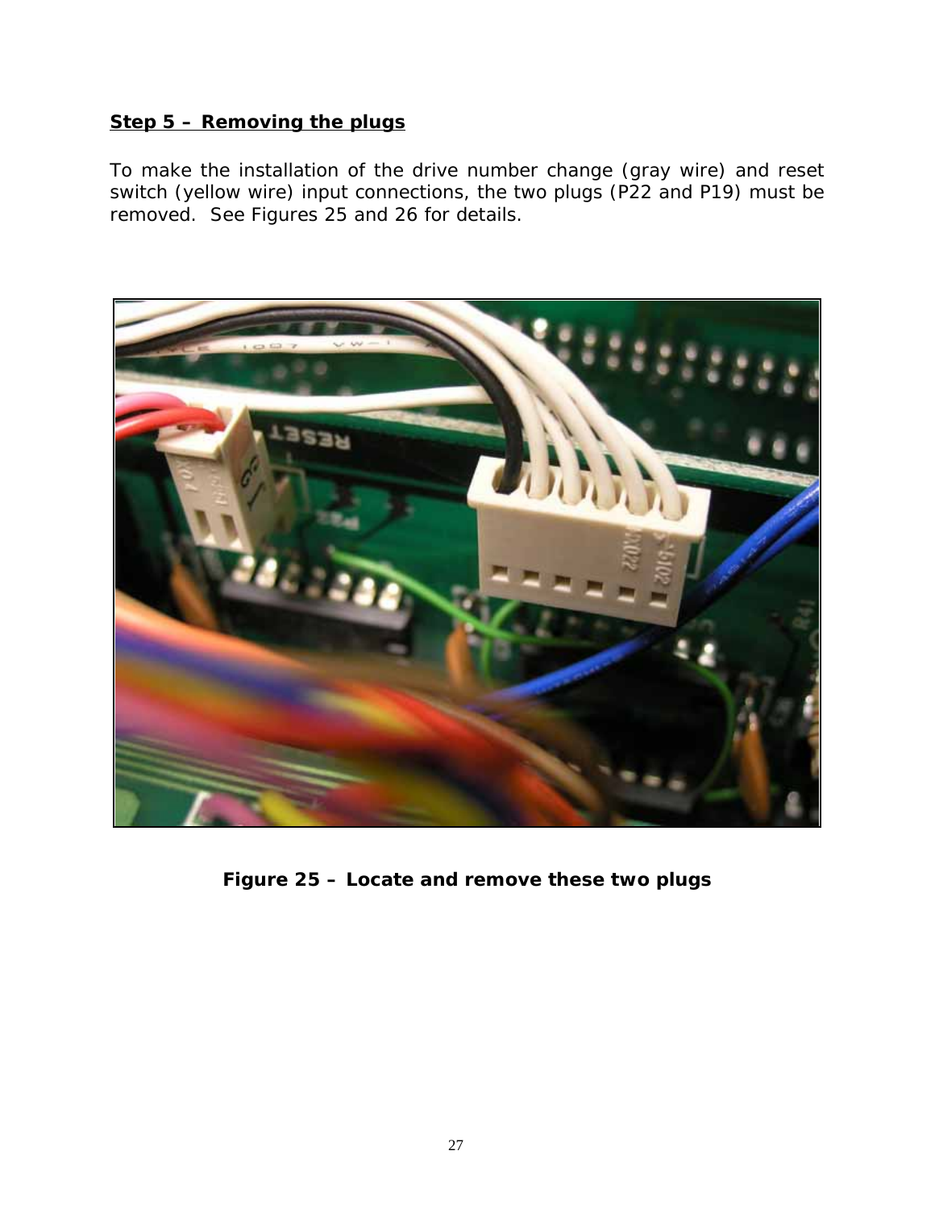**Step 5 – Removing the plugs**

To make the installation of the drive number change (gray wire) and reset switch (yellow wire) input connections, the two plugs (P22 and P19) must be removed. See Figures 25 and 26 for details.

**Figure 25 – Locate and remove these two plugs**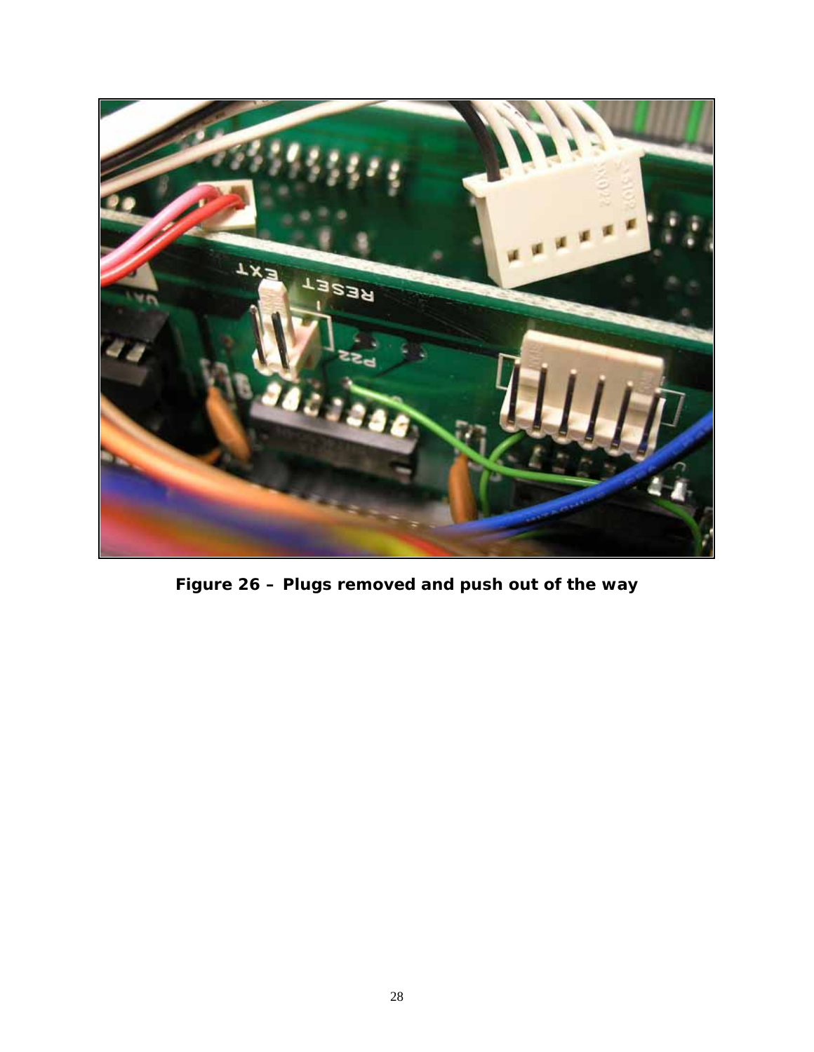**Figure 26 – Plugs removed and push out of the way**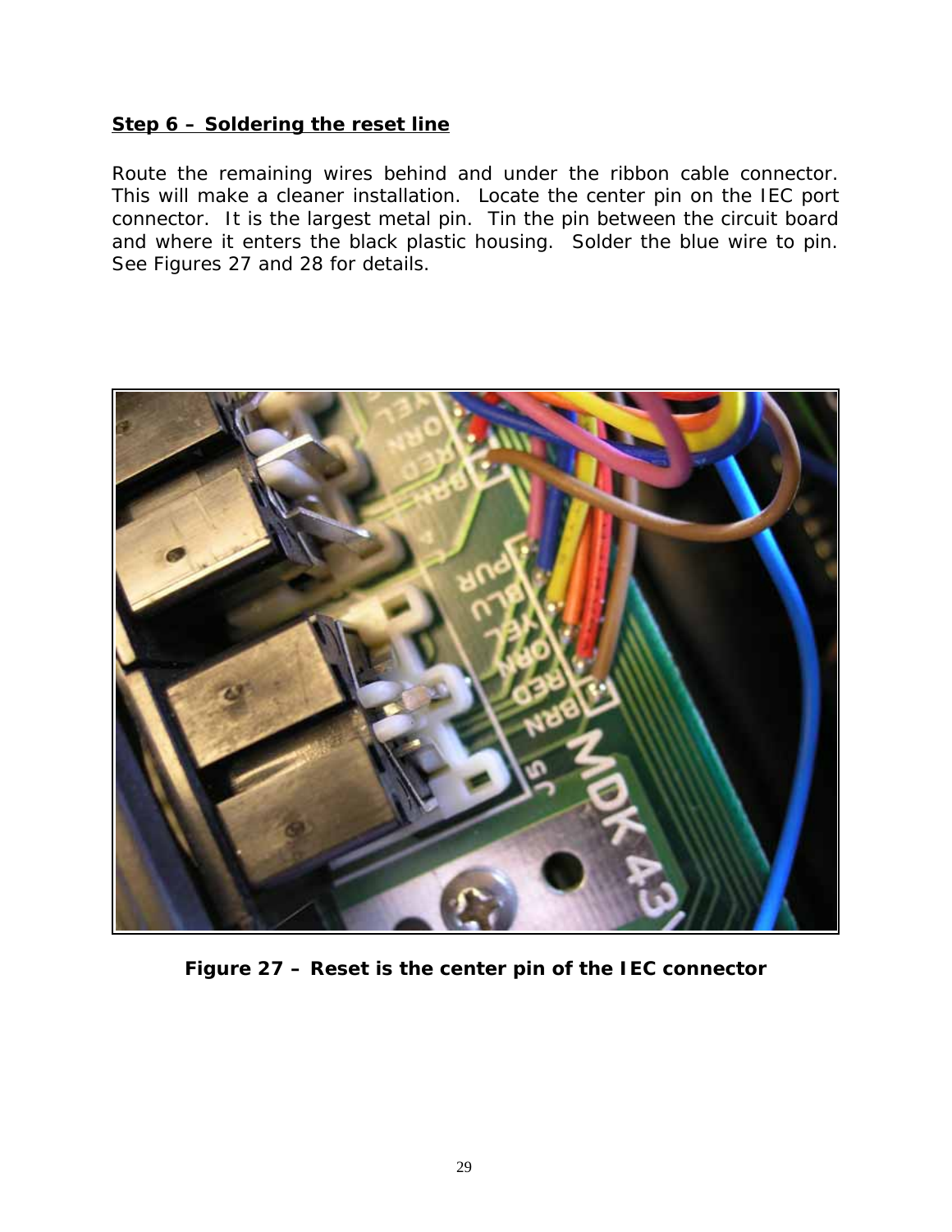**Step 6 – Soldering the reset line**

Route the remaining wires behind and under the ribbon cable connector. This will make a cleaner installation. Locate the center pin on the IEC port connector. It is the largest metal pin. Tin the pin between the circuit board and where it enters the black plastic housing. Solder the blue wire to pin. See Figures 27 and 28 for details.

**Figure 27 – Reset is the center pin of the IEC connector**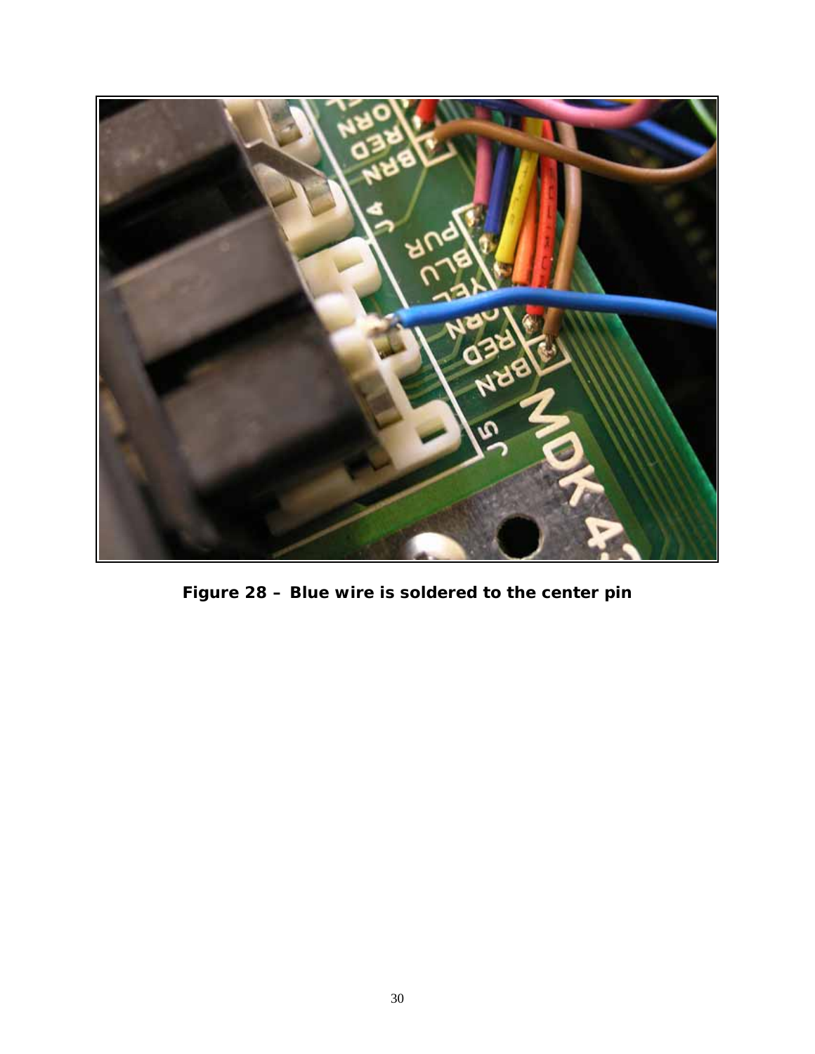**Figure 28 – Blue wire is soldered to the center pin**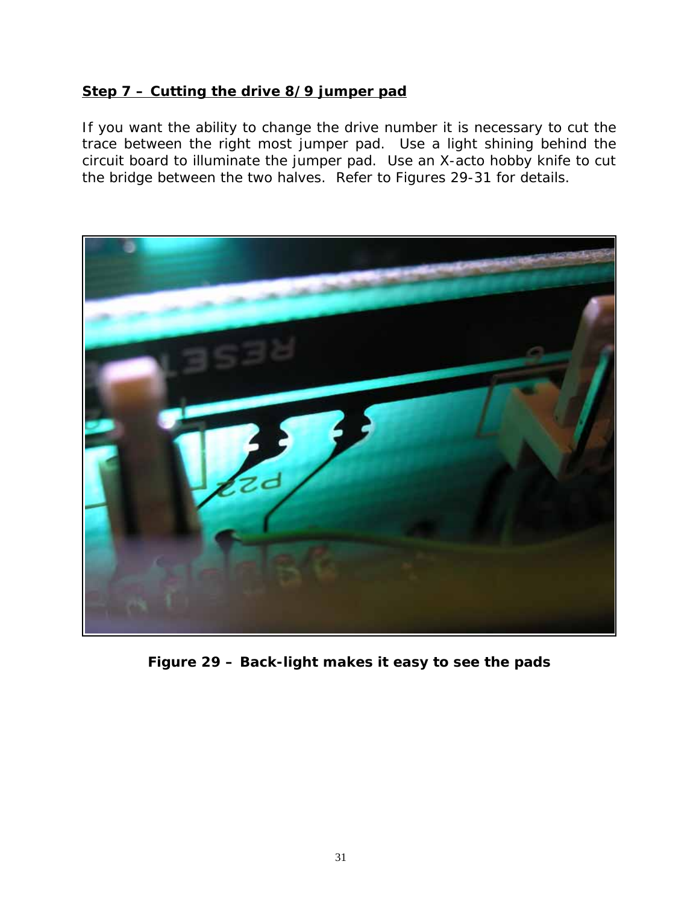**Step 7 – Cutting the drive 8/9 jumper pad**

If you want the ability to change the drive number it is necessary to cut the trace between the right most jumper pad. Use a light shining behind the circuit board to illuminate the jumper pad. Use an X-acto hobby knife to cut the bridge between the two halves. Refer to Figures 29-31 for details.

**Figure 29 – Back-light makes it easy to see the pads**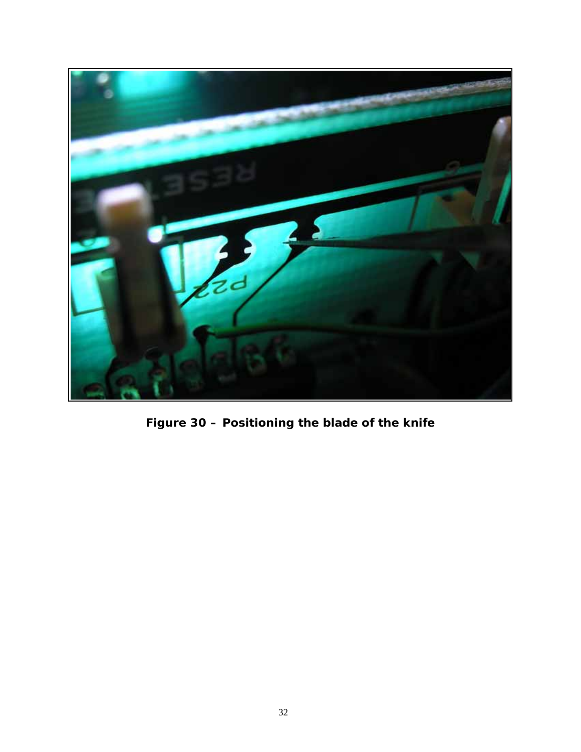**Figure 30 – Positioning the blade of the knife**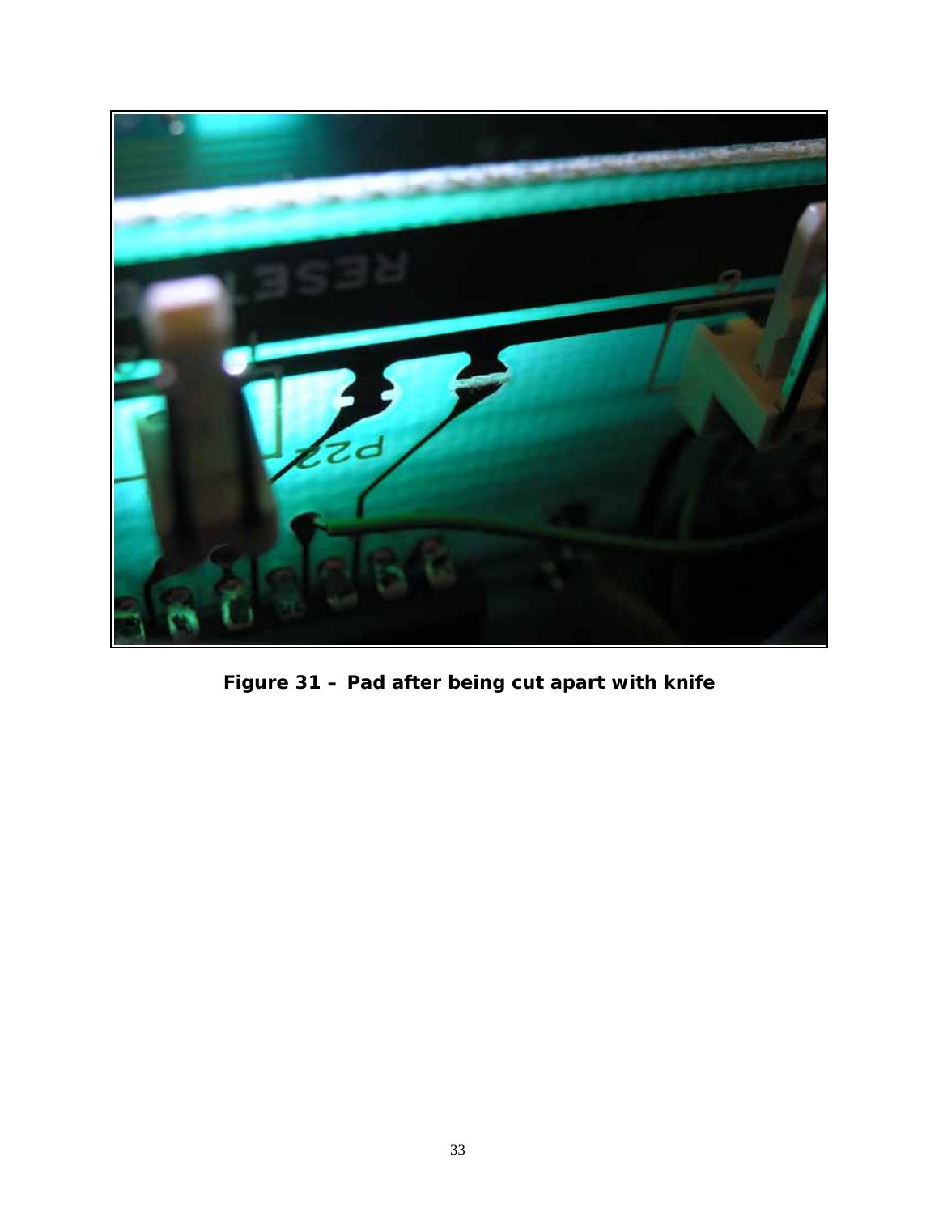**Figure 31 – Pad after being cut apart with knife**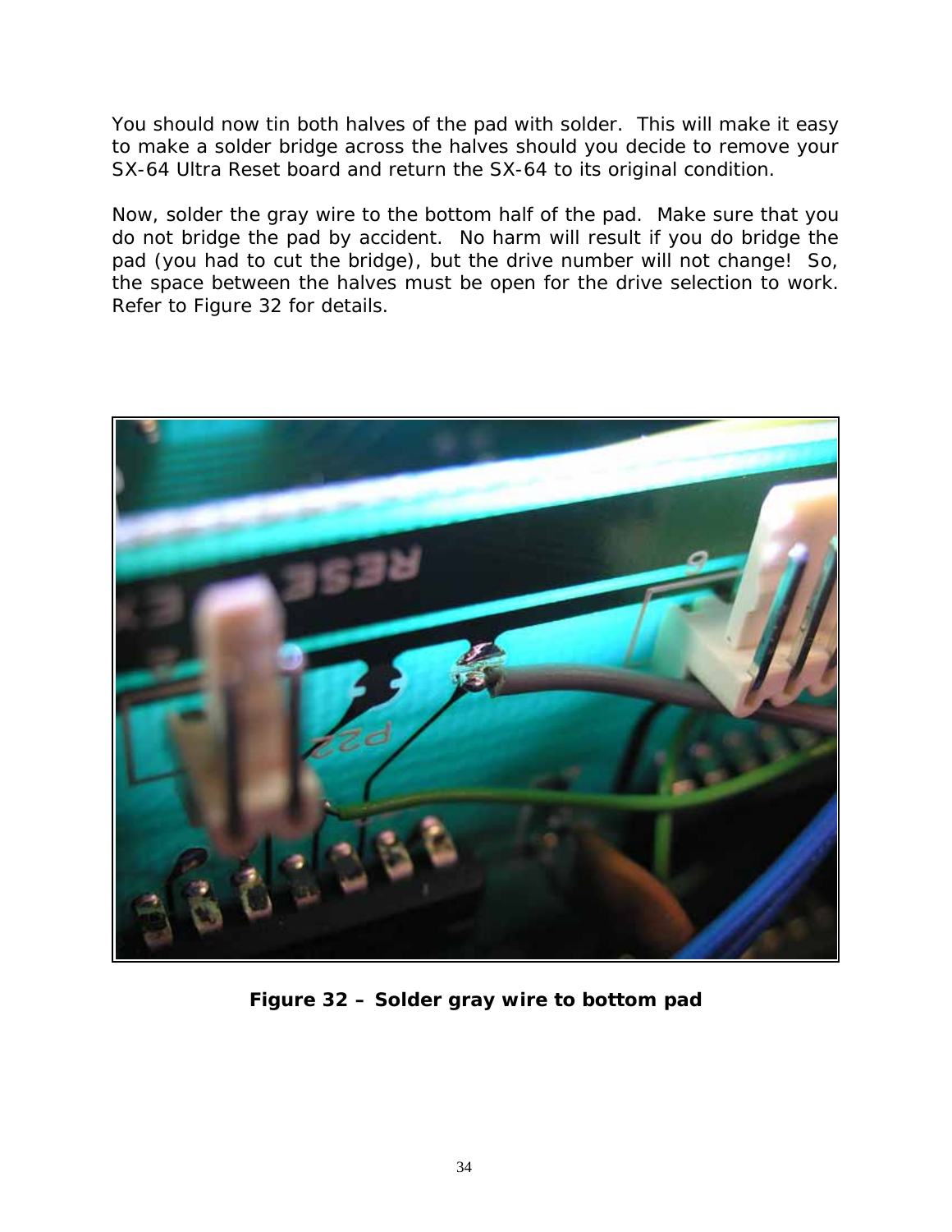You should now tin both halves of the pad with solder. This will make it easy to make a solder bridge across the halves should you decide to remove your SX-64 Ultra Reset board and return the SX-64 to its original condition.

Now, solder the gray wire to the bottom half of the pad. Make sure that you do not bridge the pad by accident. No harm will result if you do bridge the pad (you had to cut the bridge), but the drive number will not change! So, the space between the halves must be open for the drive selection to work. Refer to Figure 32 for details.

**Figure 32 – Solder gray wire to bottom pad**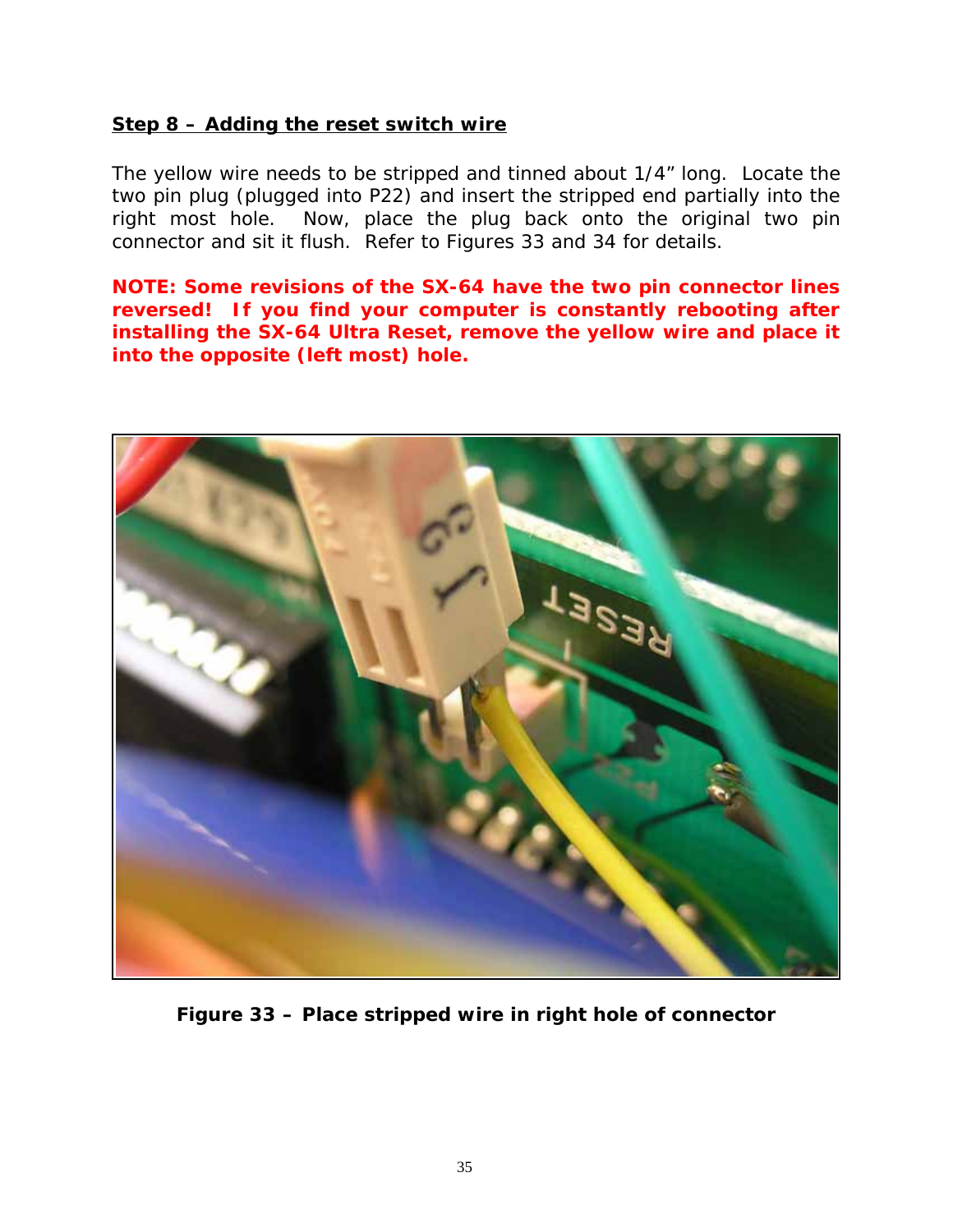## **Step 8 – Adding the reset switch wire**

The yellow wire needs to be stripped and tinned about 1/4" long. Locate the two pin plug (plugged into P22) and insert the stripped end partially into the right most hole. Now, place the plug back onto the original two pin connector and sit it flush. Refer to Figures 33 and 34 for details.

**NOTE: Some revisions of the SX-64 have the two pin connector lines reversed! If you find your computer is constantly rebooting after installing the SX-64 Ultra Reset, remove the yellow wire and place it into the opposite (left most) hole.**

**Figure 33 – Place stripped wire in right hole of connector**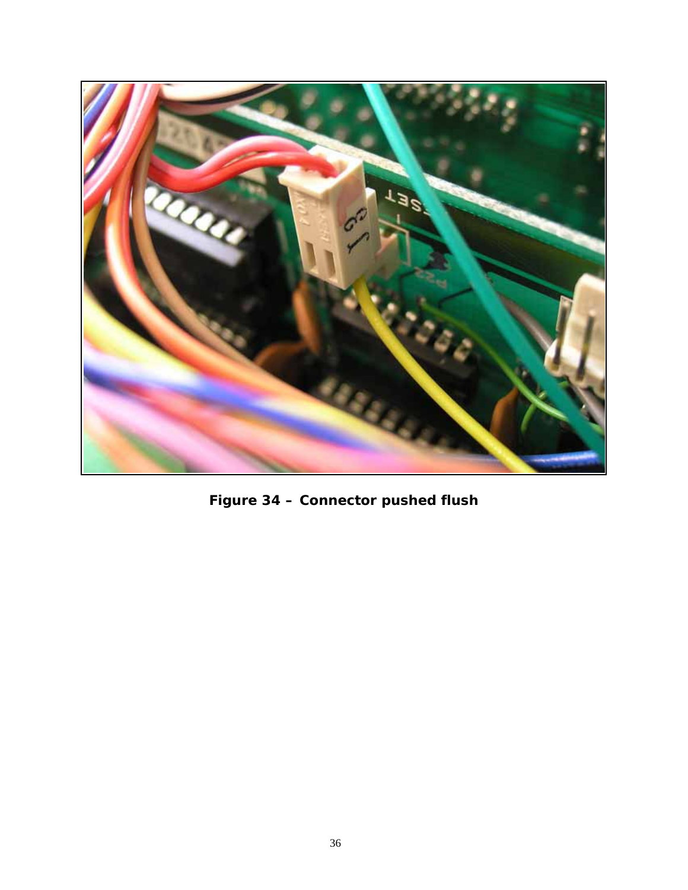**Figure 34 – Connector pushed flush**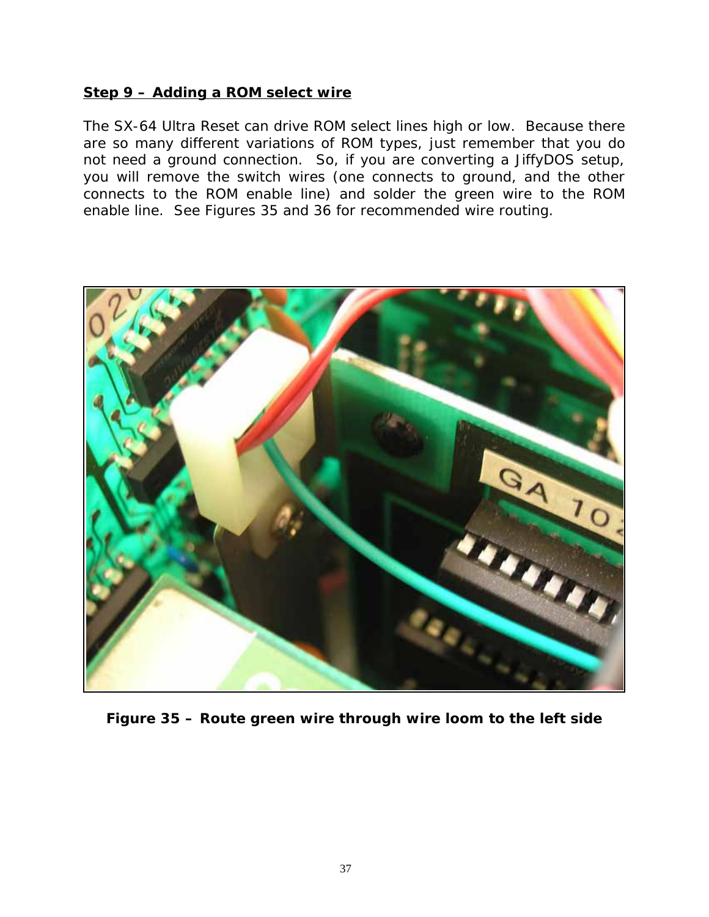## Step 9 – Adding a ROM select wire

The SX-64 Ultra Reset can drive ROM select lines high or low. Because there are so many different variations of ROM types, just remember that you do not need a ground connection. So, if you are converting a JiffyDOS setup, you will remove the switch wires (one connects to ground, and the other connects to the ROM enable line) and solder the green wire to the ROM enable line. See Figures 35 and 36 for recommended wire routing.

**Figure 35 – Route green wire through wire loom to the left side**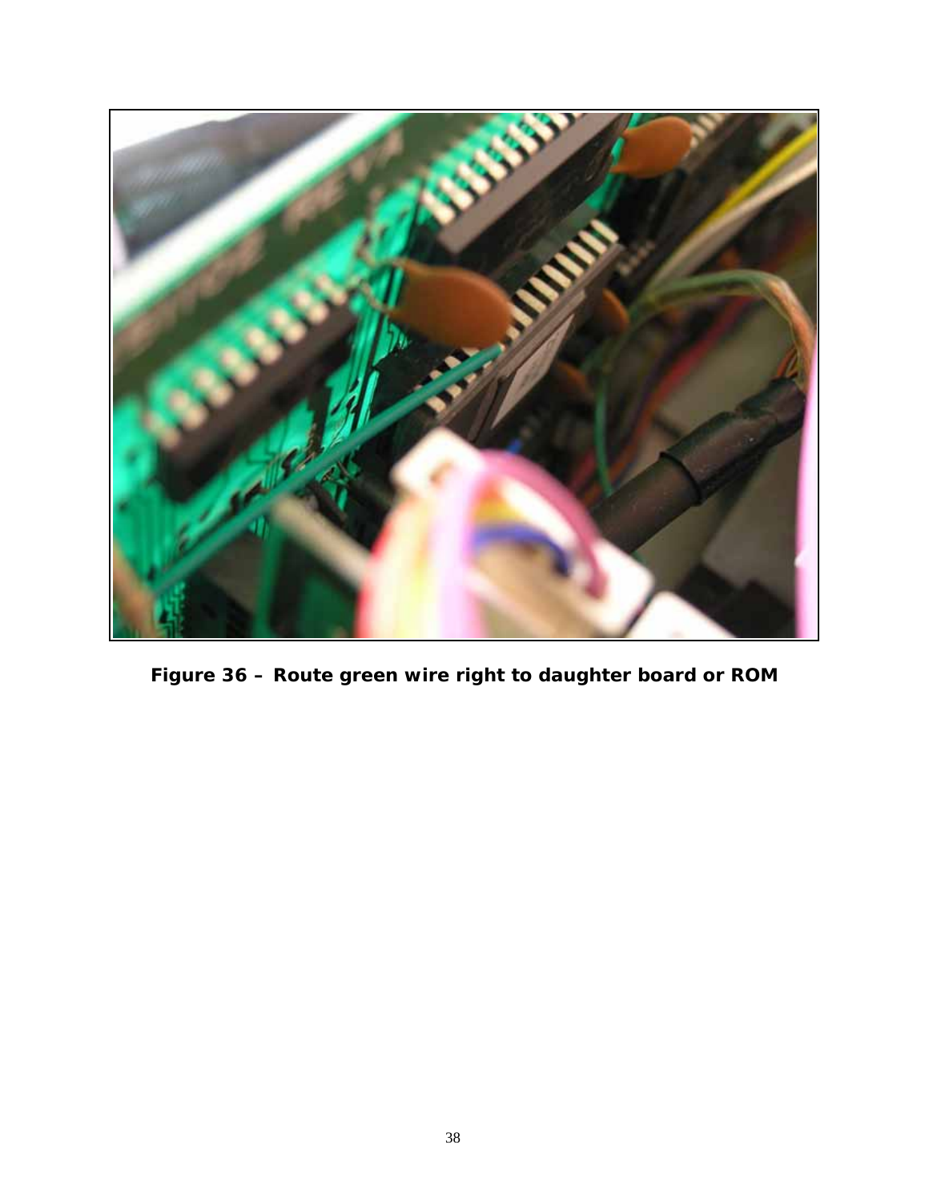**Figure 36 – Route green wire right to daughter board or ROM**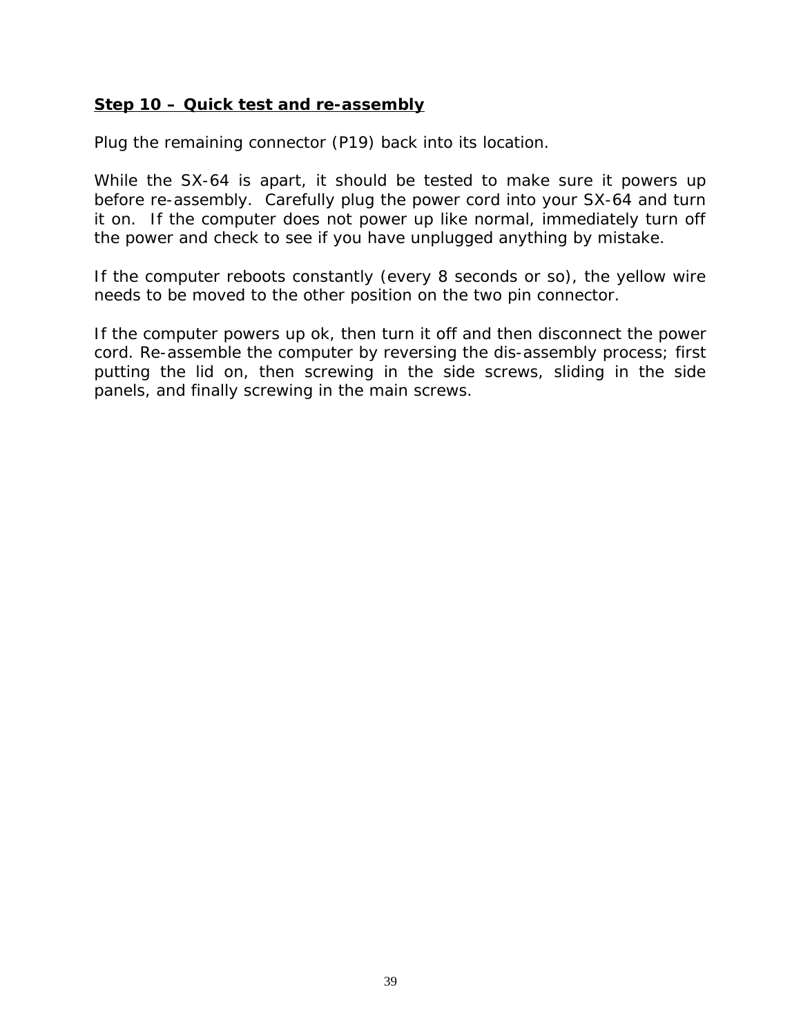## Step 10 – Quick test and re-assembly

Plug the remaining connector (P19) back into its location.

While the SX-64 is apart, it should be tested to make sure it powers up before re-assembly. Carefully plug the power cord into your SX-64 and turn it on. If the computer does not power up like normal, immediately turn off the power and check to see if you have unplugged anything by mistake.

If the computer reboots constantly (every 8 seconds or so), the yellow wire needs to be moved to the other position on the two pin connector.

If the computer powers up ok, then turn it off and then disconnect the power cord. Re-assemble the computer by reversing the dis-assembly process; first putting the lid on, then screwing in the side screws, sliding in the side panels, and finally screwing in the main screws.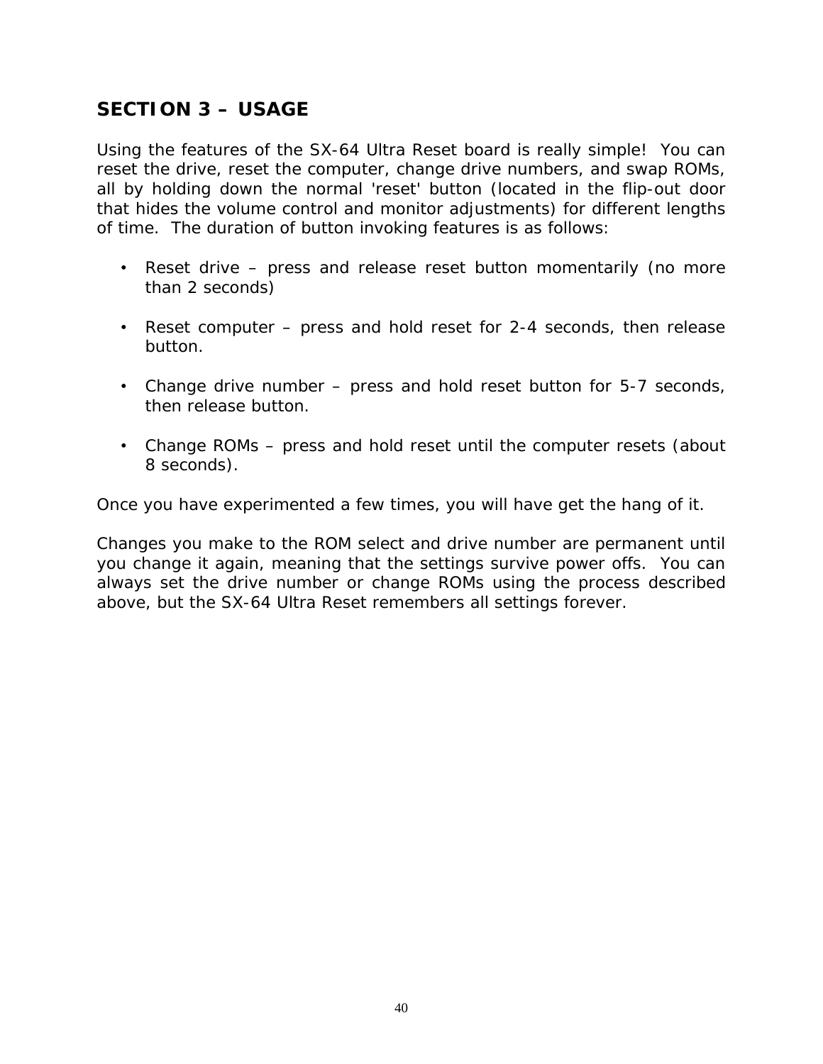## SECTION 3 – USAGE

Using the features of the SX-64 Ultra Reset board is really simple! You can reset the drive, reset the computer, change drive numbers, and swap ROMs, all by holding down the normal 'reset' button (located in the flip-out door that hides the volume control and monitor adjustments) for different lengths of time. The duration of button invoking features is as follows:

- Reset drive – press and release reset button momentarily (no more than 2 seconds)

- Reset computer – press and hold reset for 2-4 seconds, then release button.

- Change drive number – press and hold reset button for 5-7 seconds, then release button.

- Change ROMs – press and hold reset until the computer resets (about 8 seconds).

Once you have experimented a few times, you will have get the hang of it.

Changes you make to the ROM select and drive number are permanent until you change it again, meaning that the settings survive power offs. You can always set the drive number or change ROMs using the process described above, but the SX-64 Ultra Reset remembers all settings forever.